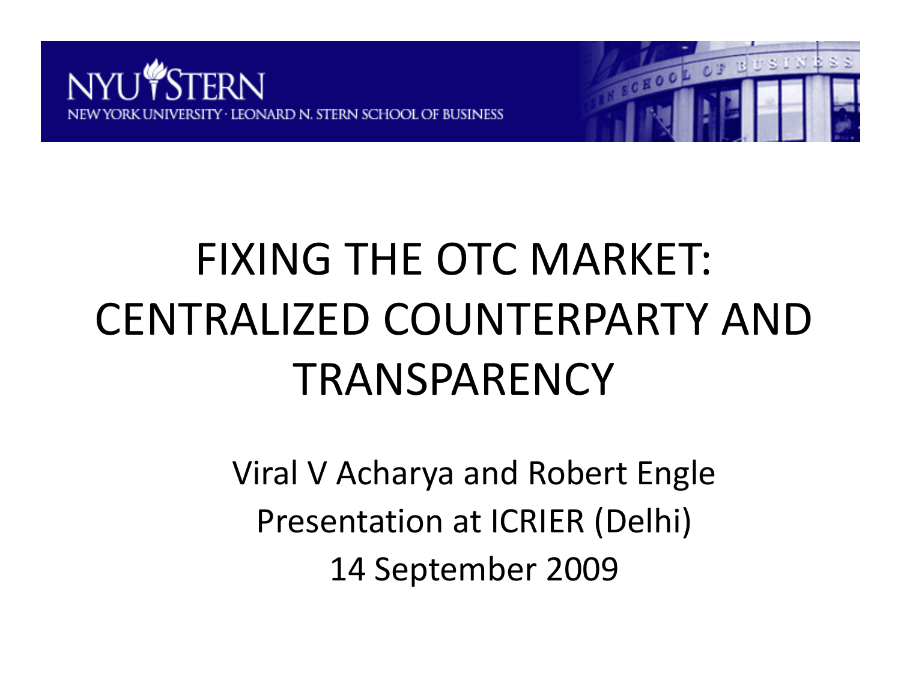NYU STERN

NEW YORK UNIVERSITY · LEONARD N. STERN SCHOOL OF BUSINESS

# FIXING THE OTC MARKET: CENTRALIZED COUNTERPARTY AND TRANSPARENCY

Viral V Acharya and Robert Engle

Presentation at ICRIER (Delhi)

14 September 2009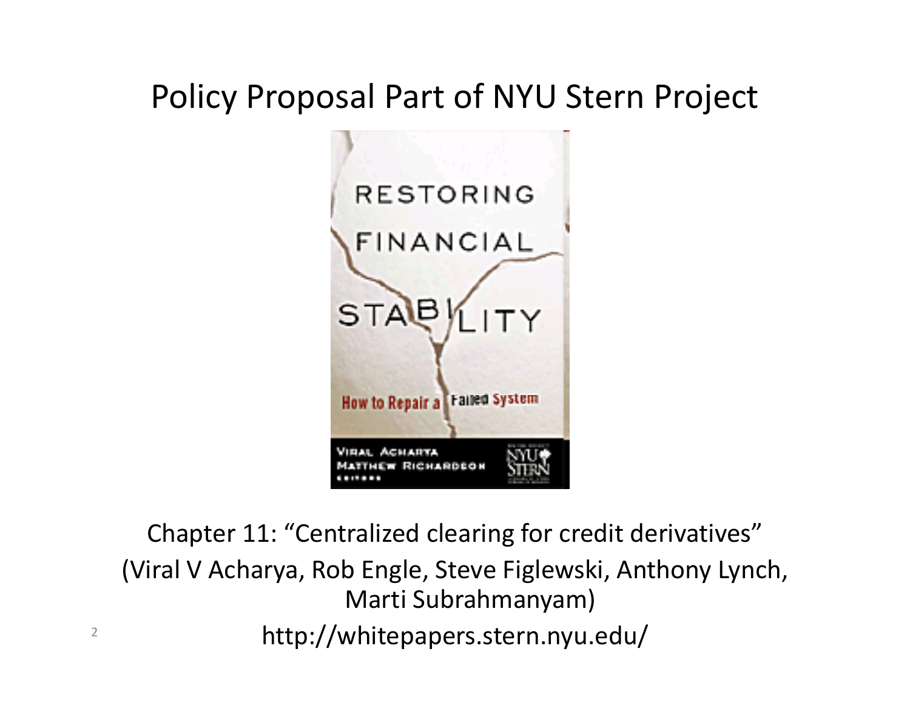# Policy Proposal Part of NYU Stern Project

Chapter 11: "Centralized clearing for credit derivatives"
(Viral V Acharya, Rob Engle, Steve Figlewski, Anthony Lynch, Marti Subrahmanyam)

http://whitepapers.stern.nyu.edu/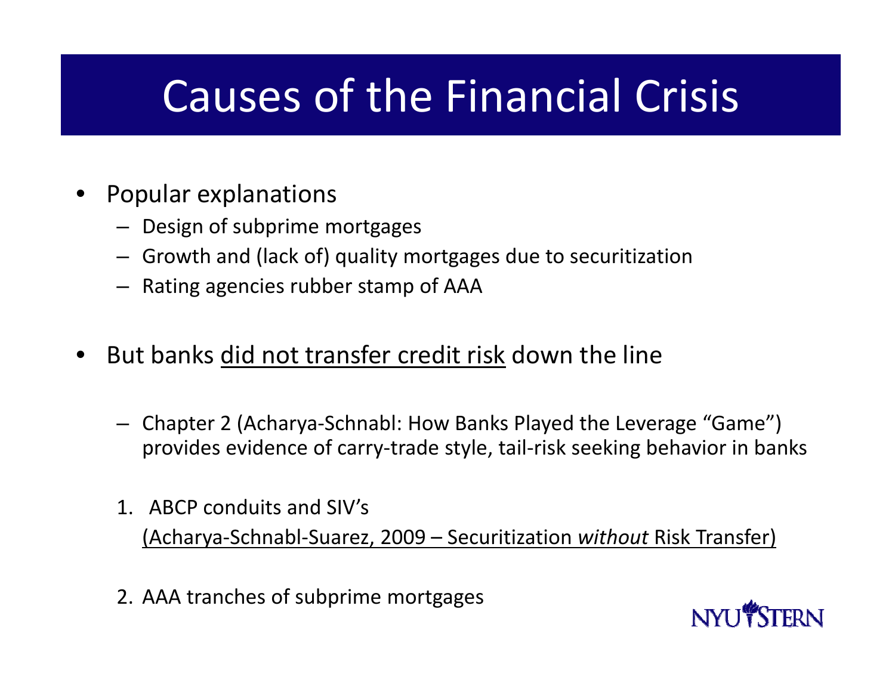# Causes of the Financial Crisis

- Popular explanations
  - Design of subprime mortgages
  - Growth and (lack of) quality mortgages due to securitization
  - Rating agencies rubber stamp of AAA

- But banks did not transfer credit risk down the line

  - Chapter 2 (Acharya-Schnabl: How Banks Played the Leverage "Game") provides evidence of carry-trade style, tail-risk seeking behavior in banks

  1. ABCP conduits and SIV's
     (Acharya-Schnabl-Suarez, 2009 – Securitization *without* Risk Transfer)

  2. AAA tranches of subprime mortgages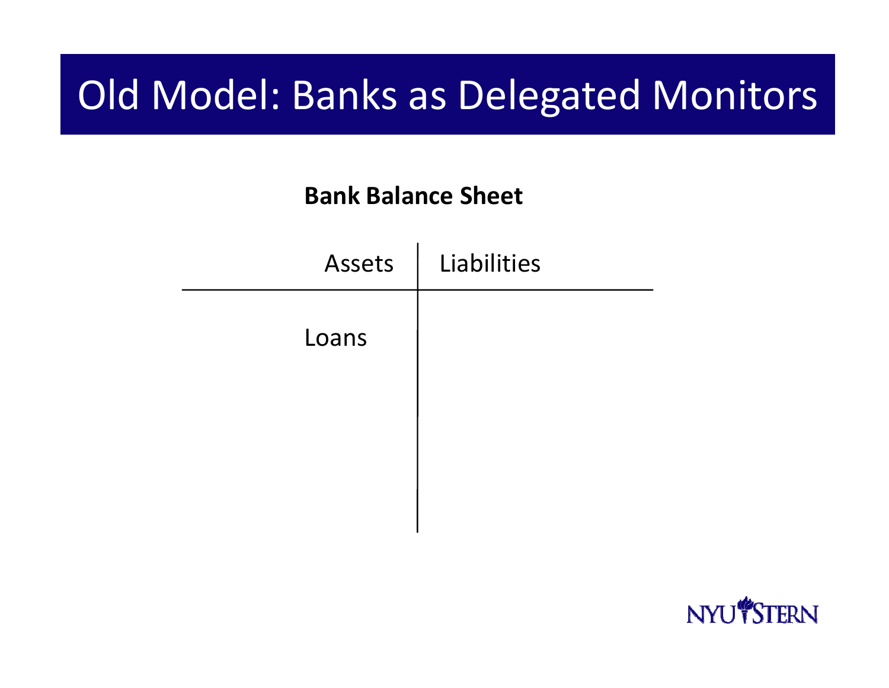# Old Model: Banks as Delegated Monitors

**Bank Balance Sheet**

| Assets | Liabilities |
| --- | --- |
| Loans | |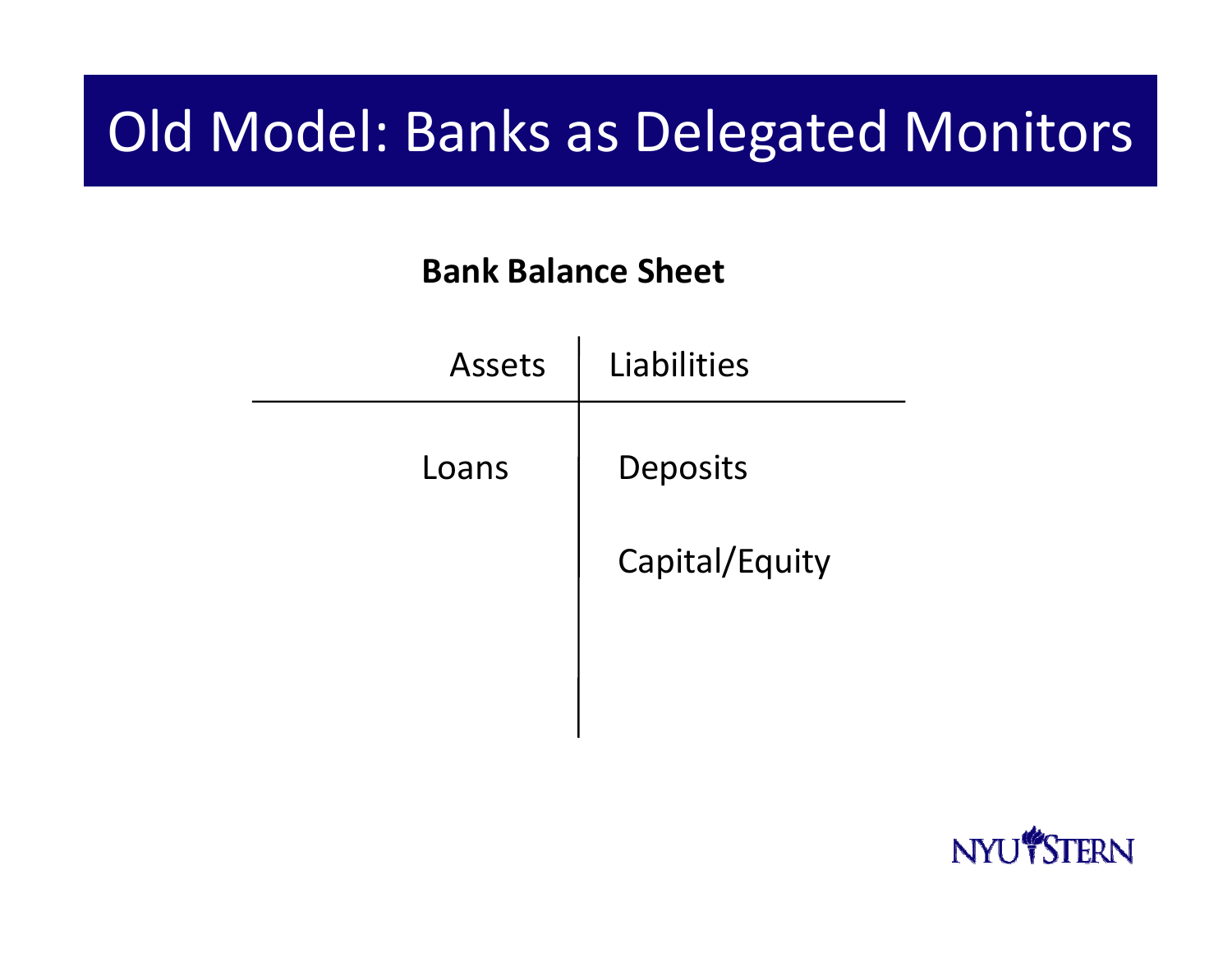# Old Model: Banks as Delegated Monitors

**Bank Balance Sheet**

| Assets | Liabilities |
| --- | --- |
| Loans | Deposits |
| | Capital/Equity |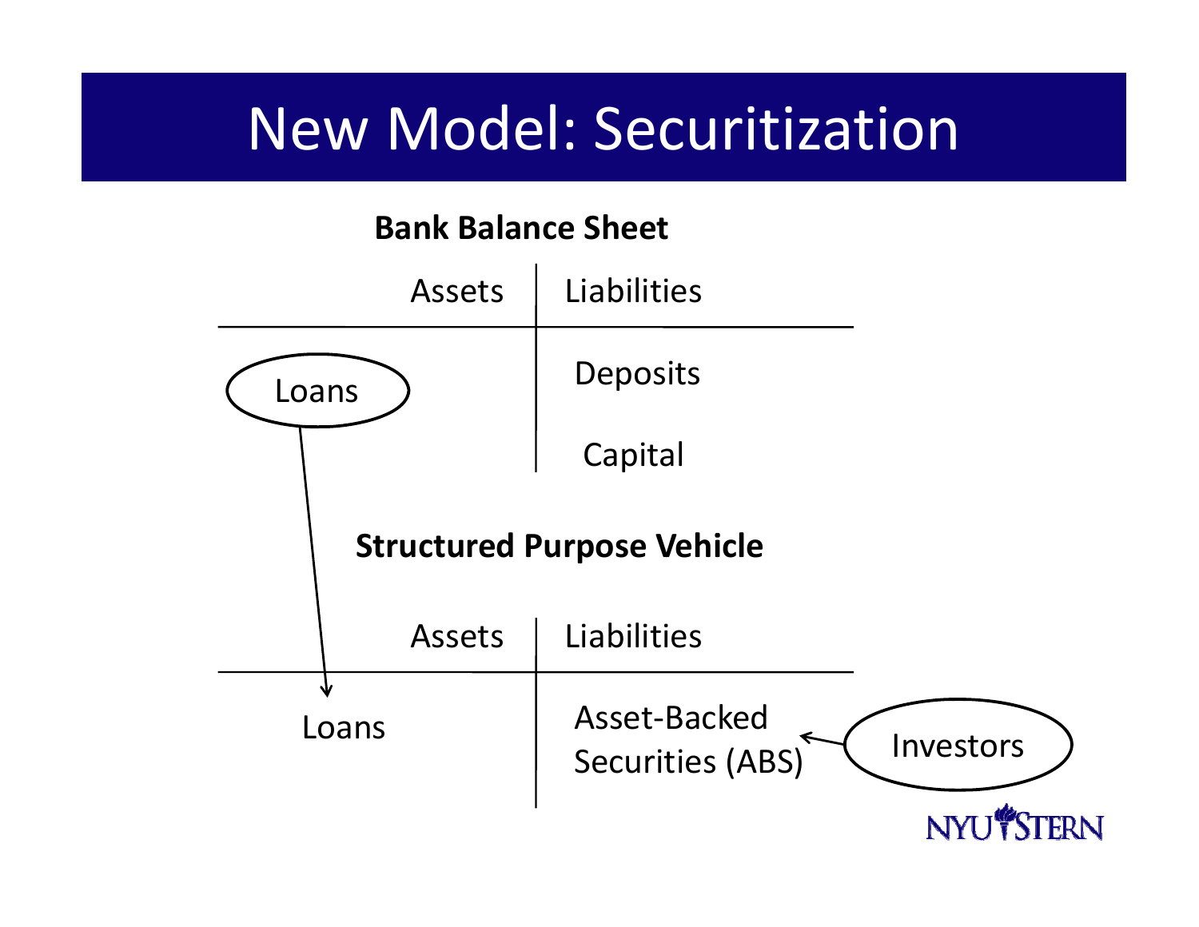# New Model: Securitization

**Bank Balance Sheet**

| Assets | Liabilities |
| --- | --- |
| Loans | Deposits |
| | Capital |

**Structured Purpose Vehicle**

| Assets | Liabilities |
| --- | --- |
| Loans | Asset-Backed Securities (ABS) |

Loans → (moved from Bank Balance Sheet to Structured Purpose Vehicle)

Investors → Asset-Backed Securities (ABS)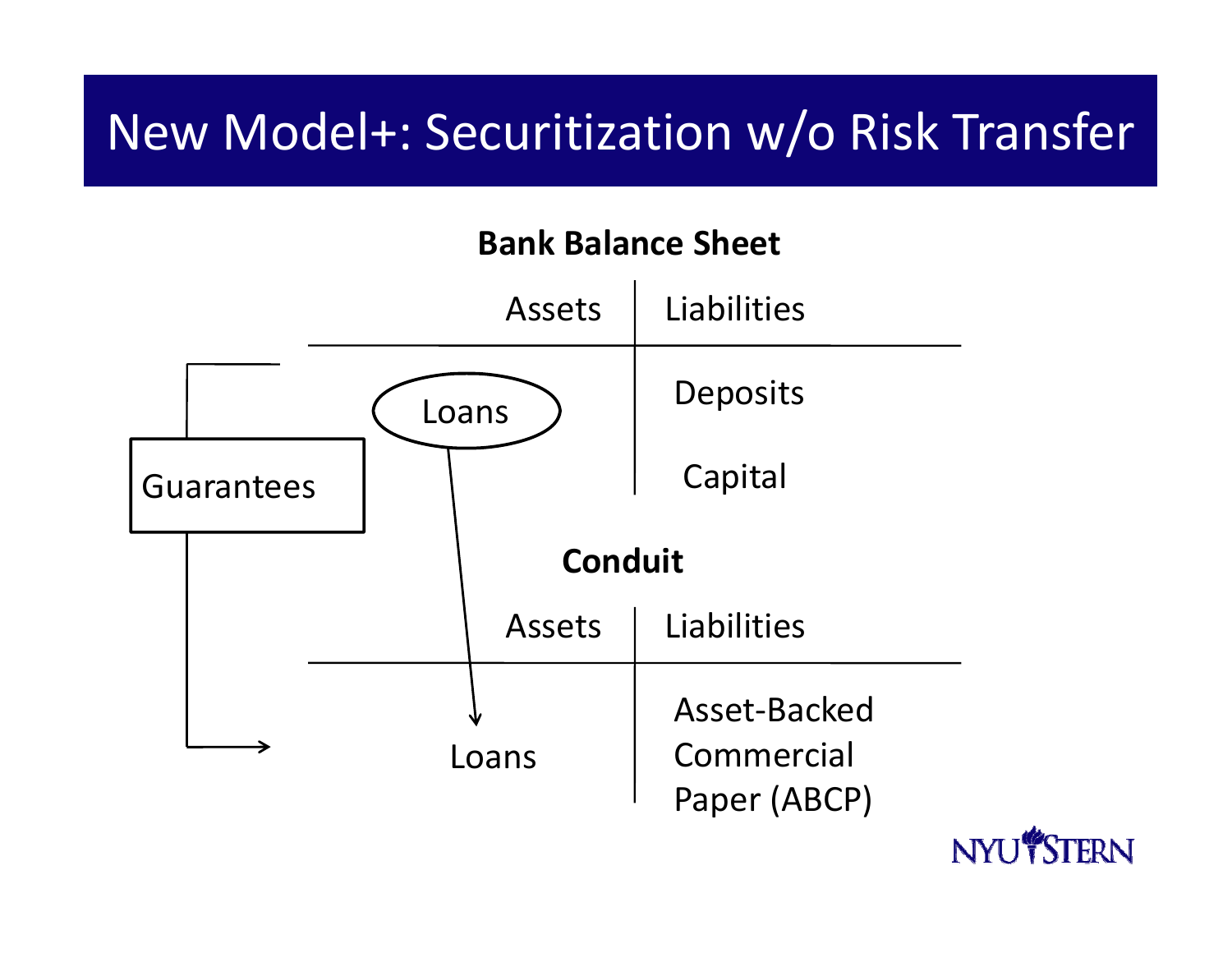# New Model+: Securitization w/o Risk Transfer

**Bank Balance Sheet**

| Assets | Liabilities |
|---|---|
| Loans | Deposits |
| | Capital |

**Conduit**

| Assets | Liabilities |
|---|---|
| Loans | Asset-Backed Commercial Paper (ABCP) |

Guarantees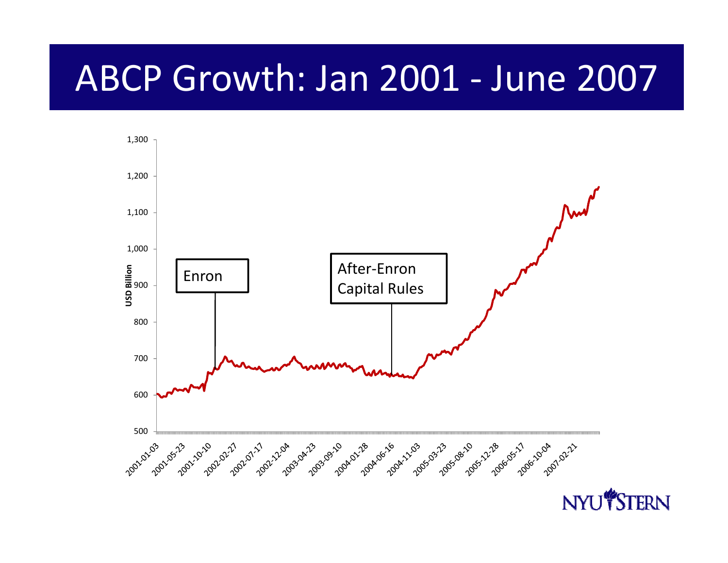# ABCP Growth: Jan 2001 - June 2007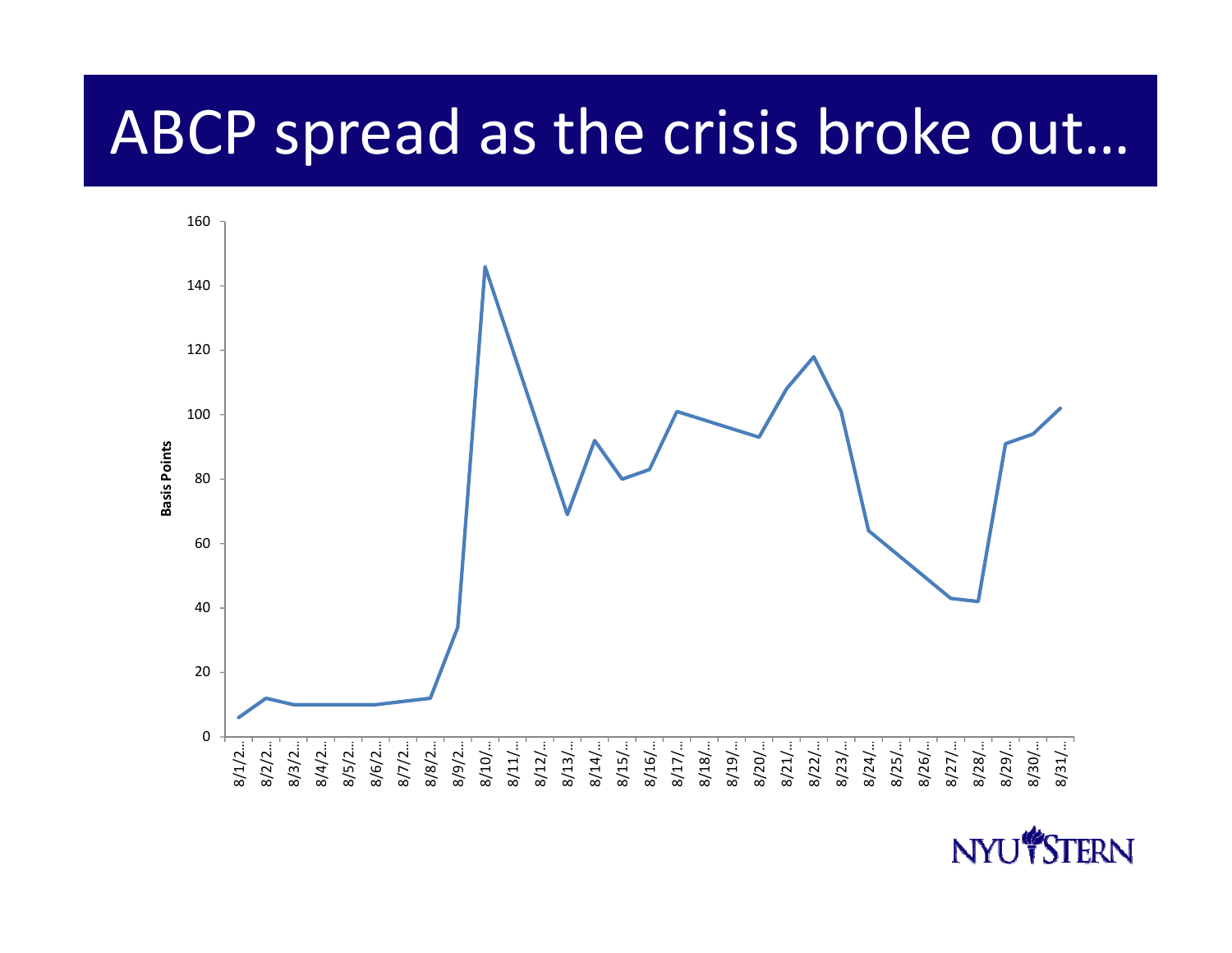# ABCP spread as the crisis broke out…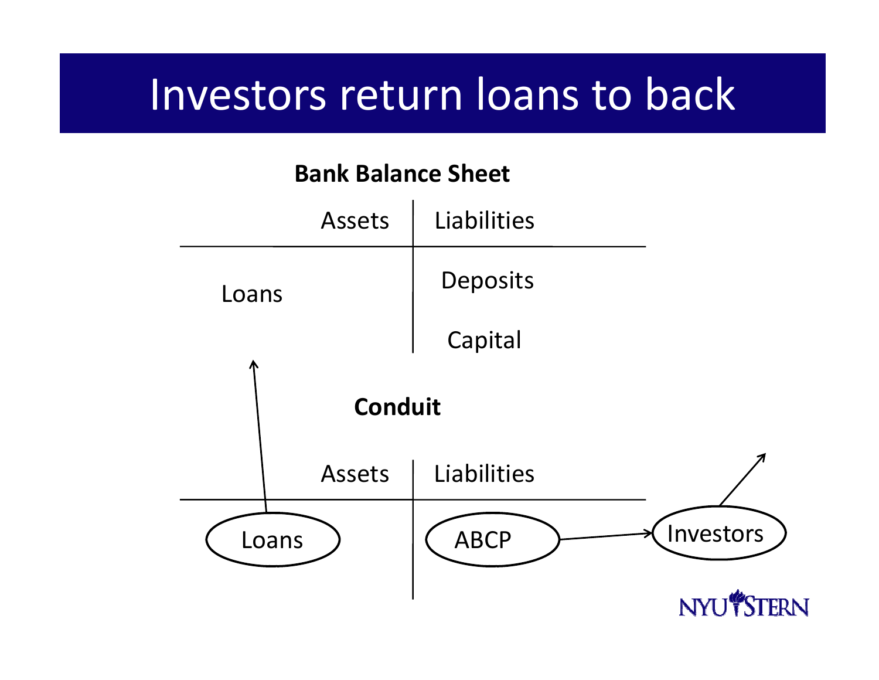# Investors return loans to back

**Bank Balance Sheet**

| Assets | Liabilities |
|---|---|
| Loans | Deposits |
| | Capital |

**Conduit**

| Assets | Liabilities |
|---|---|
| Loans | ABCP |

Investors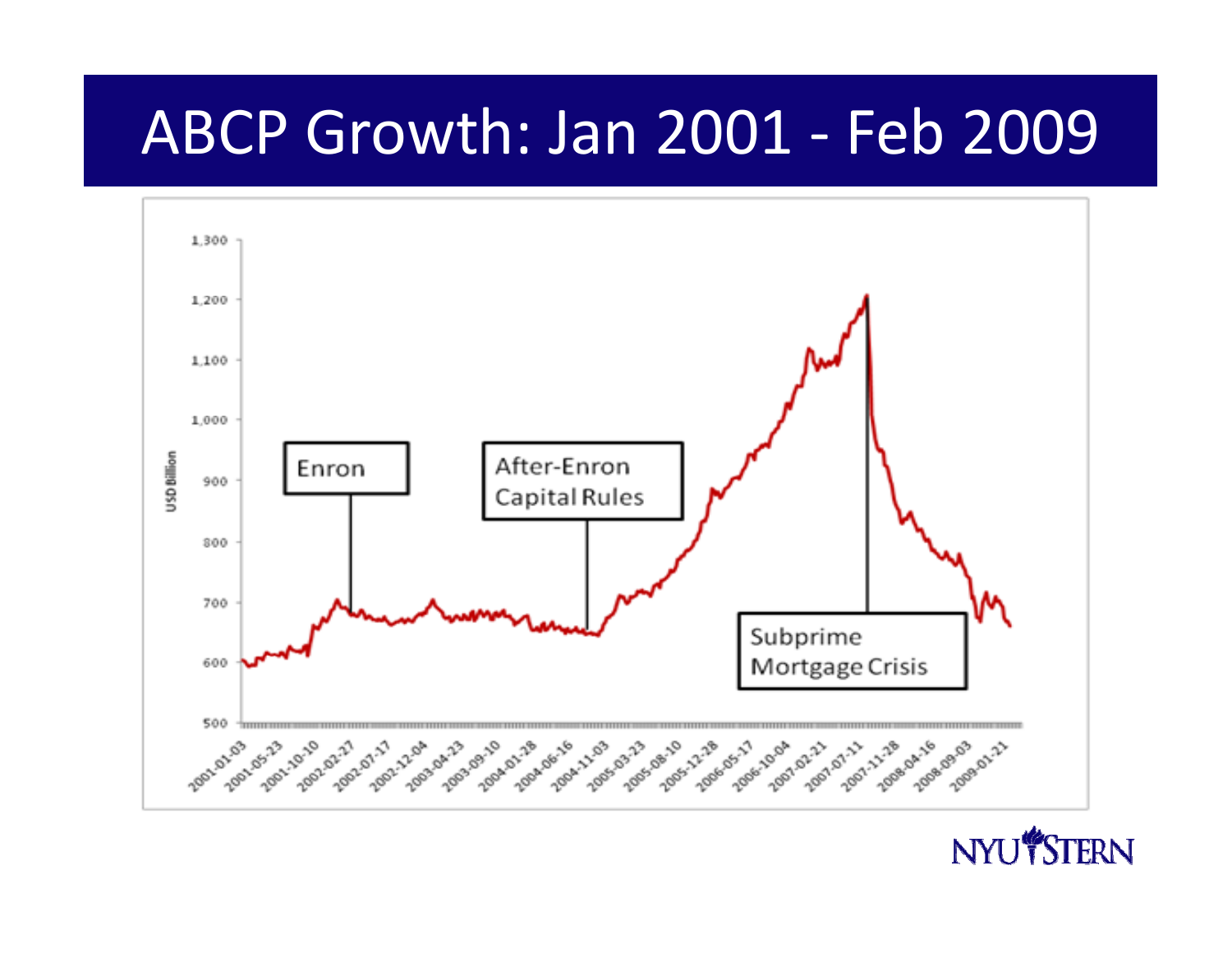# ABCP Growth: Jan 2001 - Feb 2009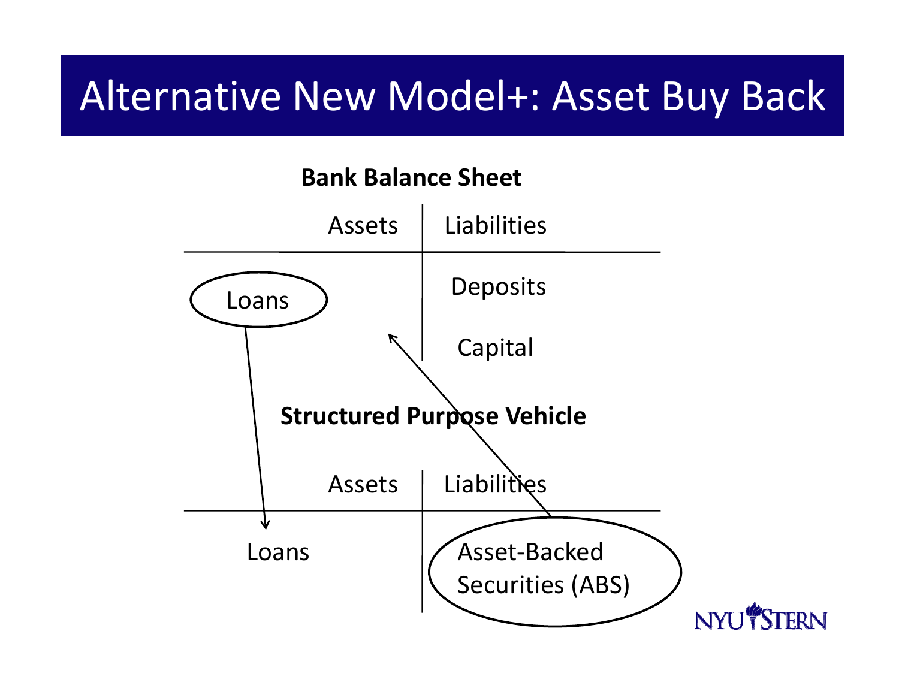# Alternative New Model+: Asset Buy Back

**Bank Balance Sheet**

| Assets | Liabilities |
|---|---|
| Loans | Deposits |
| | Capital |

**Structured Purpose Vehicle**

| Assets | Liabilities |
|---|---|
| Loans | Asset-Backed Securities (ABS) |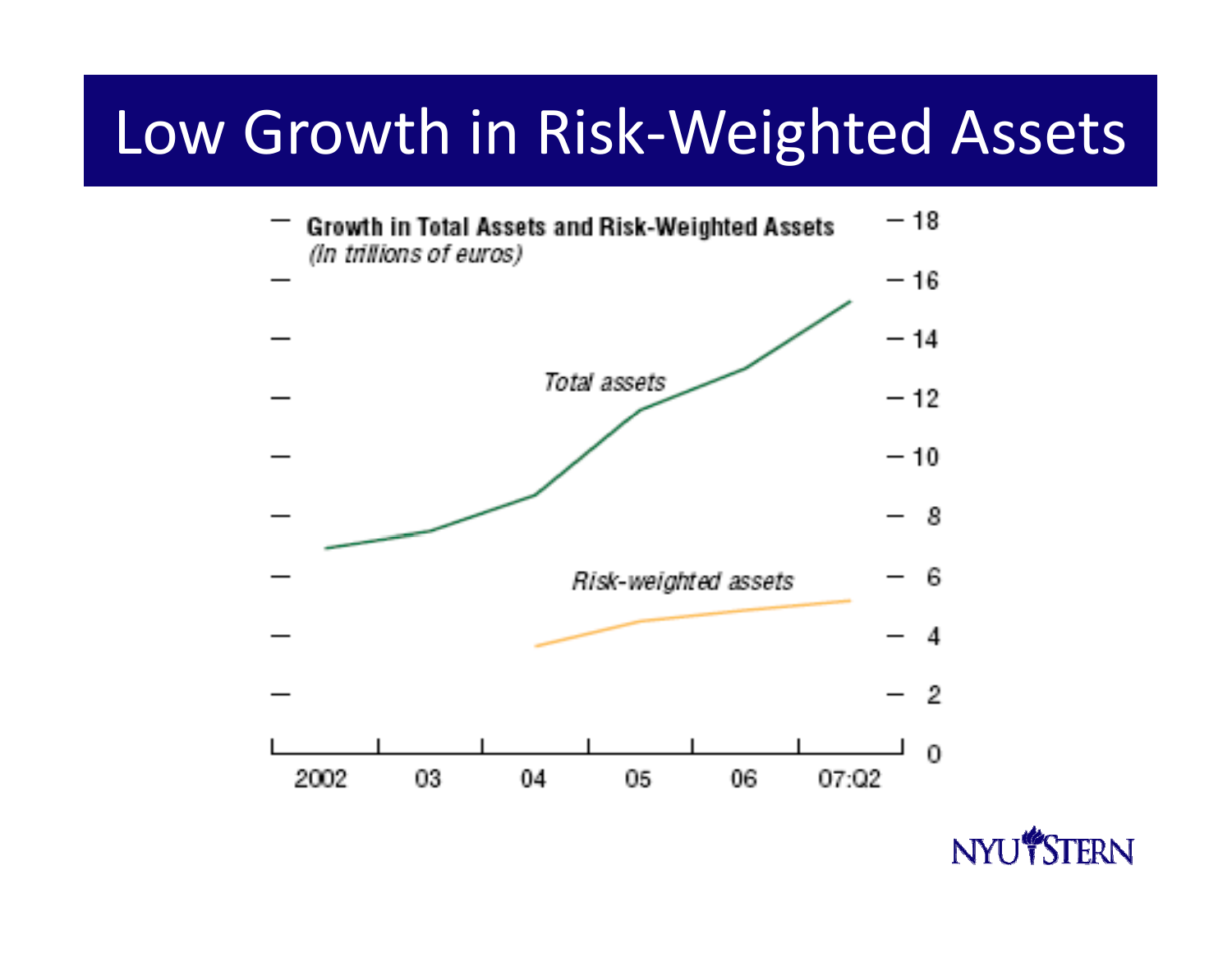# Low Growth in Risk-Weighted Assets

**Growth in Total Assets and Risk-Weighted Assets**
*(In trillions of euros)*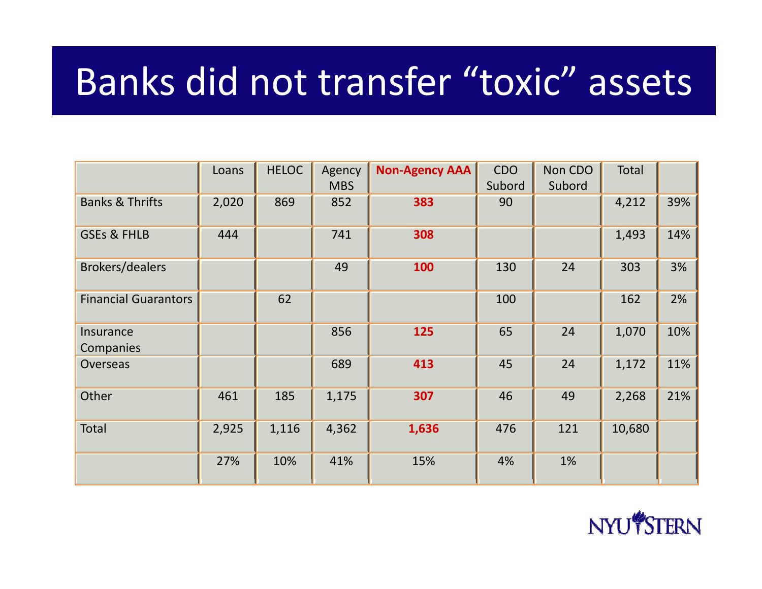# Banks did not transfer "toxic" assets

| | Loans | HELOC | Agency MBS | **Non-Agency AAA** | CDO Subord | Non CDO Subord | Total | |
|---|---|---|---|---|---|---|---|---|
| Banks & Thrifts | 2,020 | 869 | 852 | **383** | 90 | | 4,212 | 39% |
| GSEs & FHLB | 444 | | 741 | **308** | | | 1,493 | 14% |
| Brokers/dealers | | | 49 | **100** | 130 | 24 | 303 | 3% |
| Financial Guarantors | | 62 | | | 100 | | 162 | 2% |
| Insurance Companies | | | 856 | **125** | 65 | 24 | 1,070 | 10% |
| Overseas | | | 689 | **413** | 45 | 24 | 1,172 | 11% |
| Other | 461 | 185 | 1,175 | **307** | 46 | 49 | 2,268 | 21% |
| Total | 2,925 | 1,116 | 4,362 | **1,636** | 476 | 121 | 10,680 | |
| | 27% | 10% | 41% | 15% | 4% | 1% | | |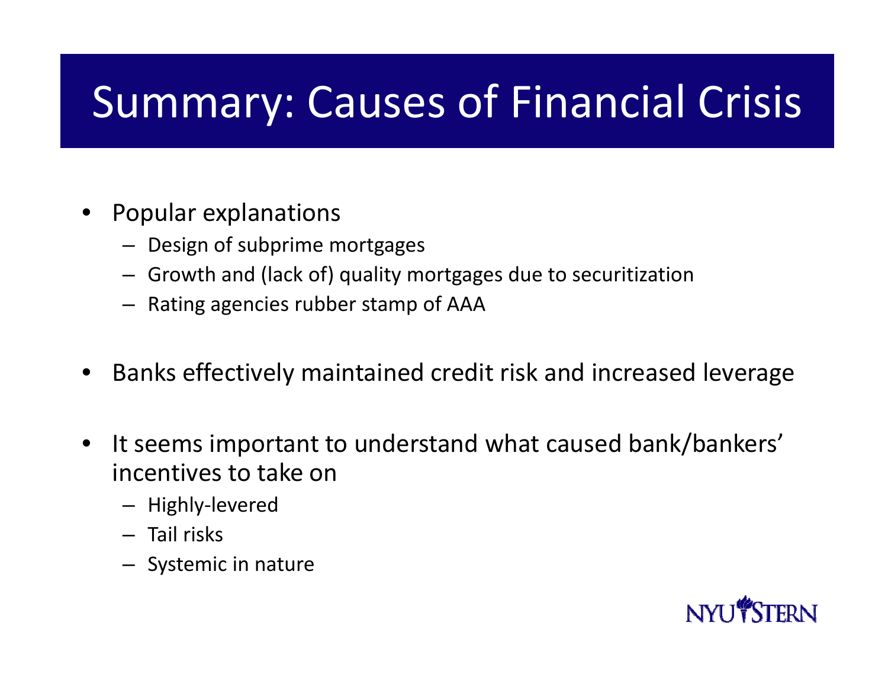# Summary: Causes of Financial Crisis

- Popular explanations
  - Design of subprime mortgages
  - Growth and (lack of) quality mortgages due to securitization
  - Rating agencies rubber stamp of AAA

- Banks effectively maintained credit risk and increased leverage

- It seems important to understand what caused bank/bankers' incentives to take on
  - Highly-levered
  - Tail risks
  - Systemic in nature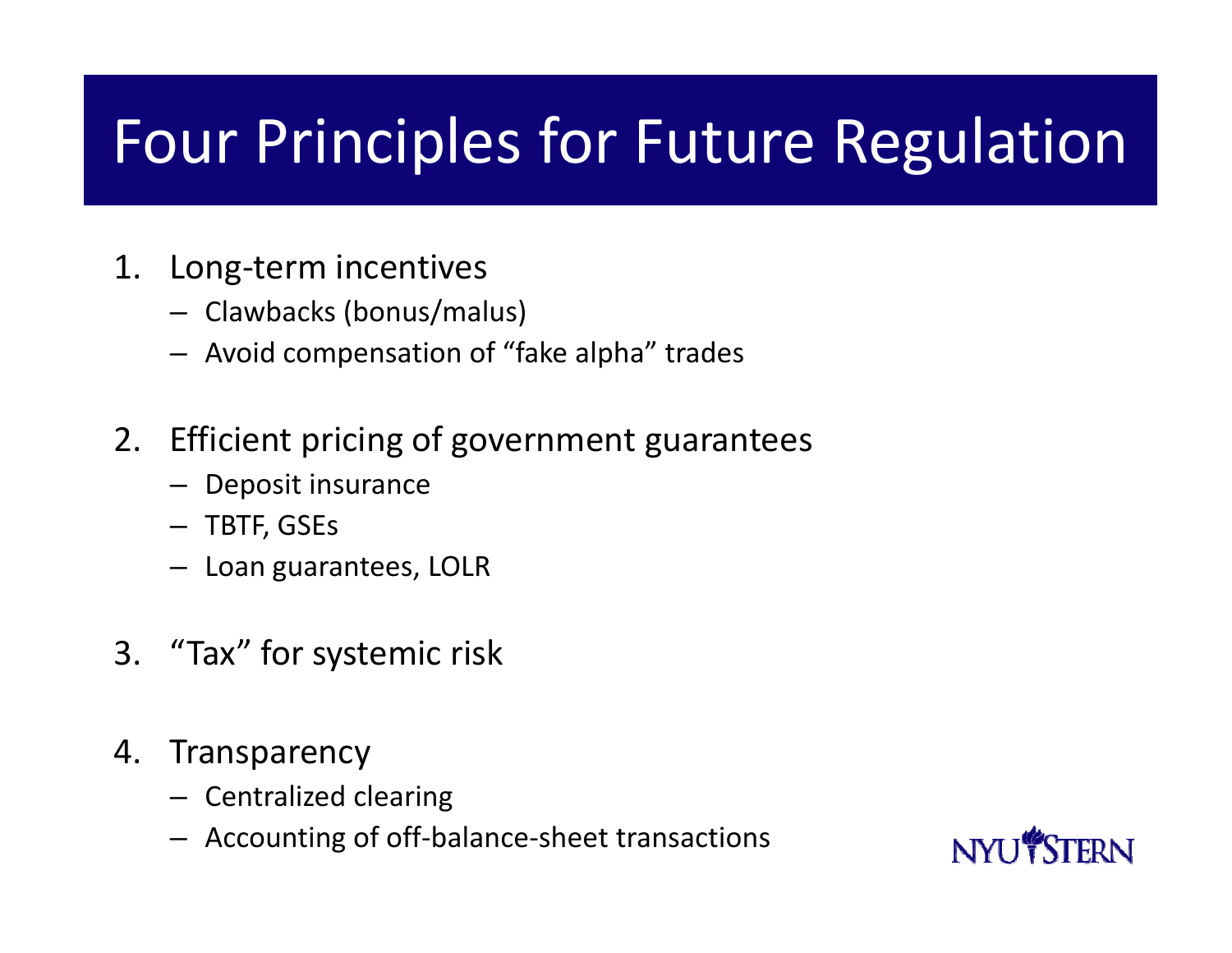# Four Principles for Future Regulation

1. Long-term incentives
   - Clawbacks (bonus/malus)
   - Avoid compensation of “fake alpha” trades
2. Efficient pricing of government guarantees
   - Deposit insurance
   - TBTF, GSEs
   - Loan guarantees, LOLR
3. “Tax” for systemic risk
4. Transparency
   - Centralized clearing
   - Accounting of off-balance-sheet transactions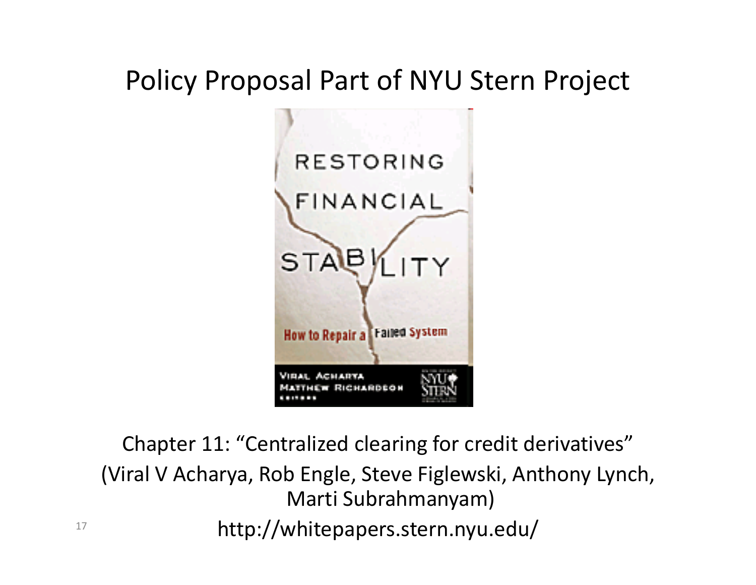# Policy Proposal Part of NYU Stern Project

Chapter 11: "Centralized clearing for credit derivatives"
(Viral V Acharya, Rob Engle, Steve Figlewski, Anthony Lynch, Marti Subrahmanyam)

http://whitepapers.stern.nyu.edu/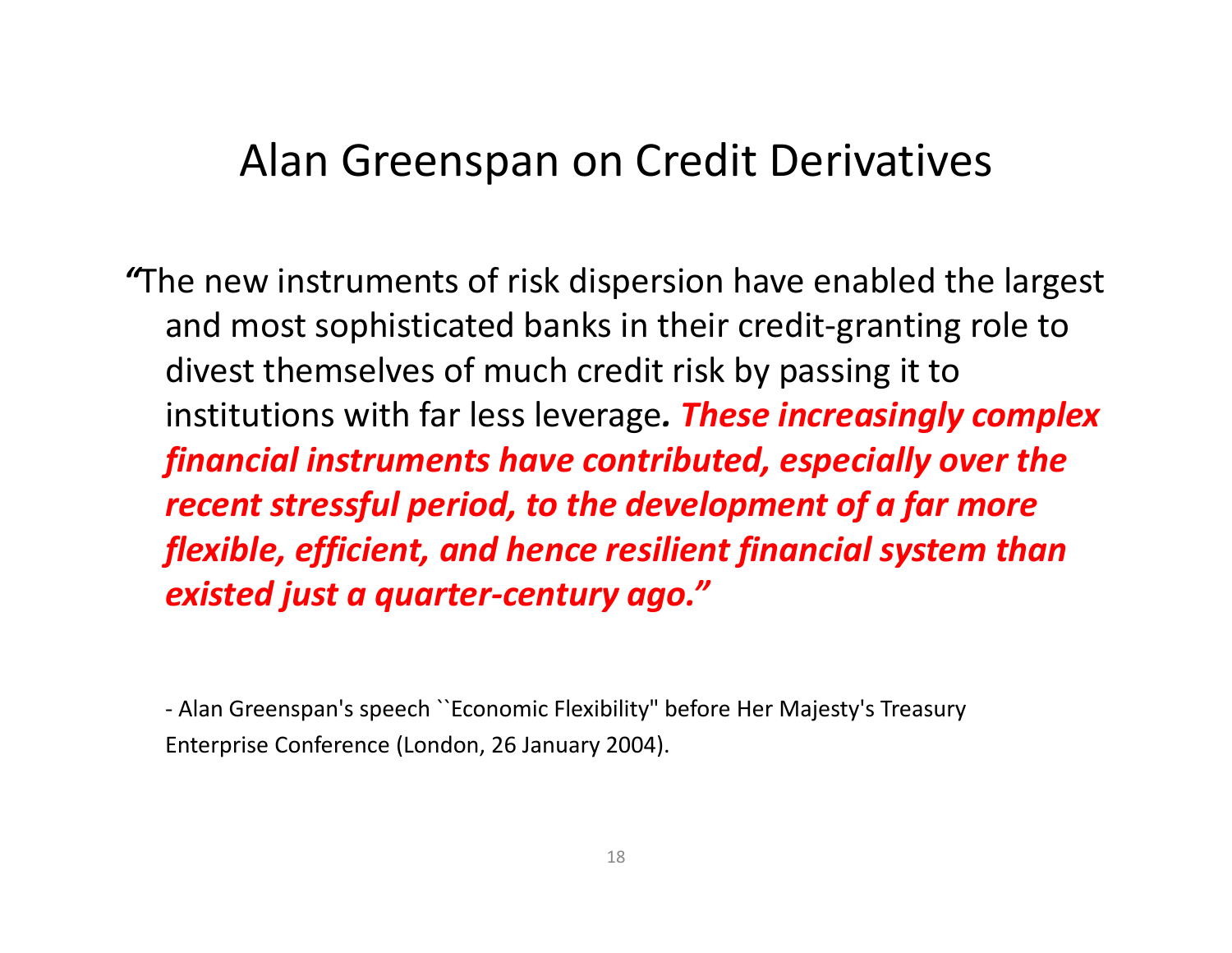# Alan Greenspan on Credit Derivatives

"The new instruments of risk dispersion have enabled the largest and most sophisticated banks in their credit-granting role to divest themselves of much credit risk by passing it to institutions with far less leverage***. These increasingly complex financial instruments have contributed, especially over the recent stressful period, to the development of a far more flexible, efficient, and hence resilient financial system than existed just a quarter-century ago."***

- Alan Greenspan's speech ``Economic Flexibility'' before Her Majesty's Treasury Enterprise Conference (London, 26 January 2004).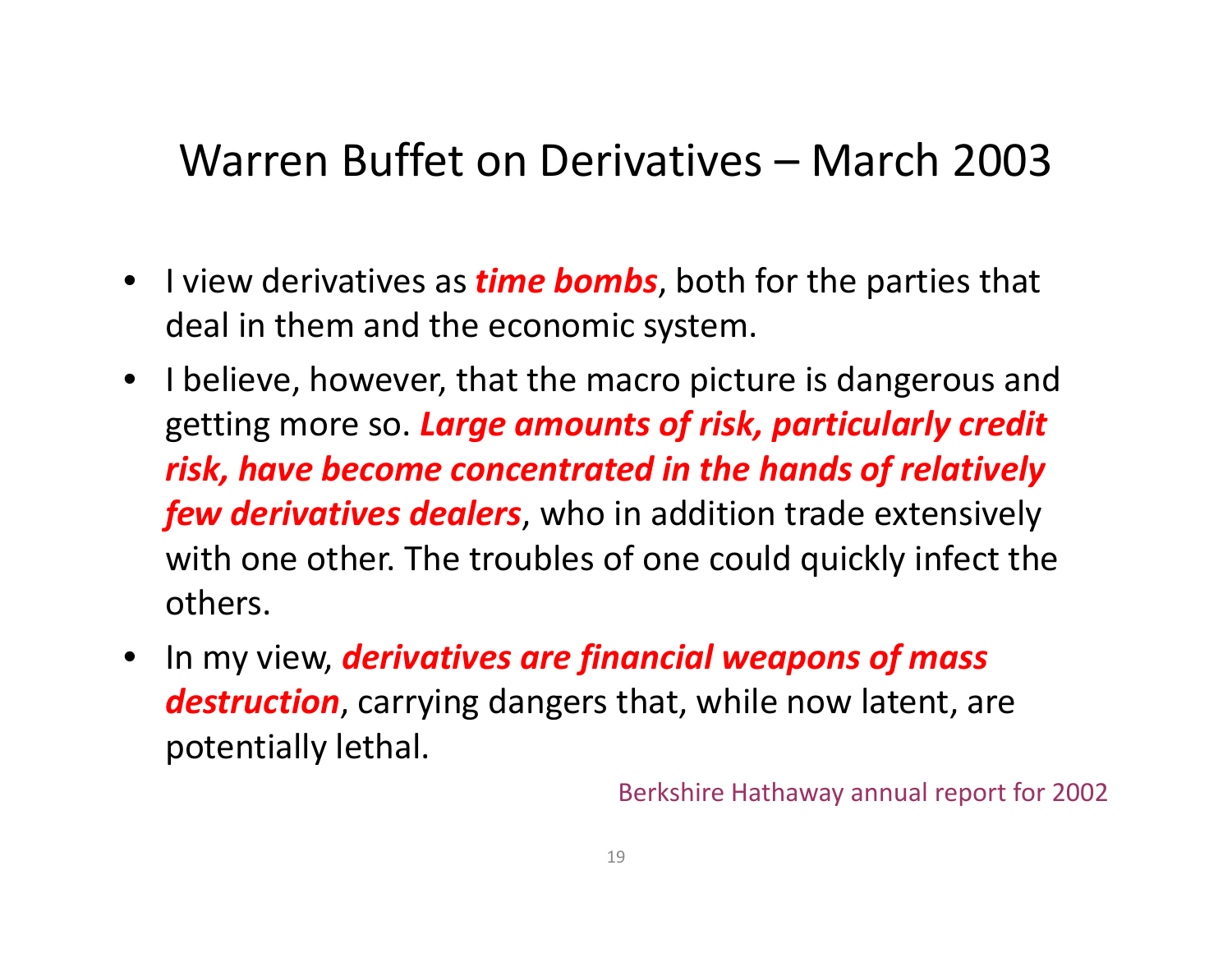# Warren Buffet on Derivatives – March 2003

- I view derivatives as ***time bombs***, both for the parties that deal in them and the economic system.
- I believe, however, that the macro picture is dangerous and getting more so. ***Large amounts of risk, particularly credit risk, have become concentrated in the hands of relatively few derivatives dealers***, who in addition trade extensively with one other. The troubles of one could quickly infect the others.
- In my view, ***derivatives are financial weapons of mass destruction***, carrying dangers that, while now latent, are potentially lethal.

Berkshire Hathaway annual report for 2002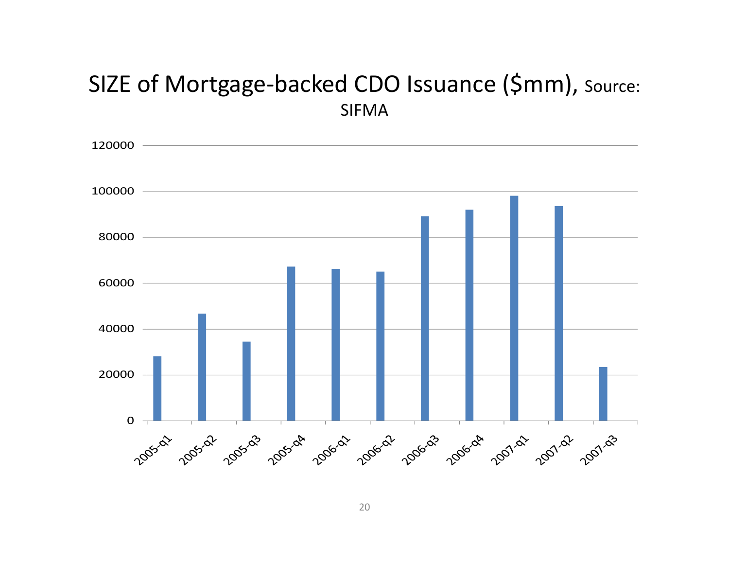# SIZE of Mortgage-backed CDO Issuance ($mm), Source: SIFMA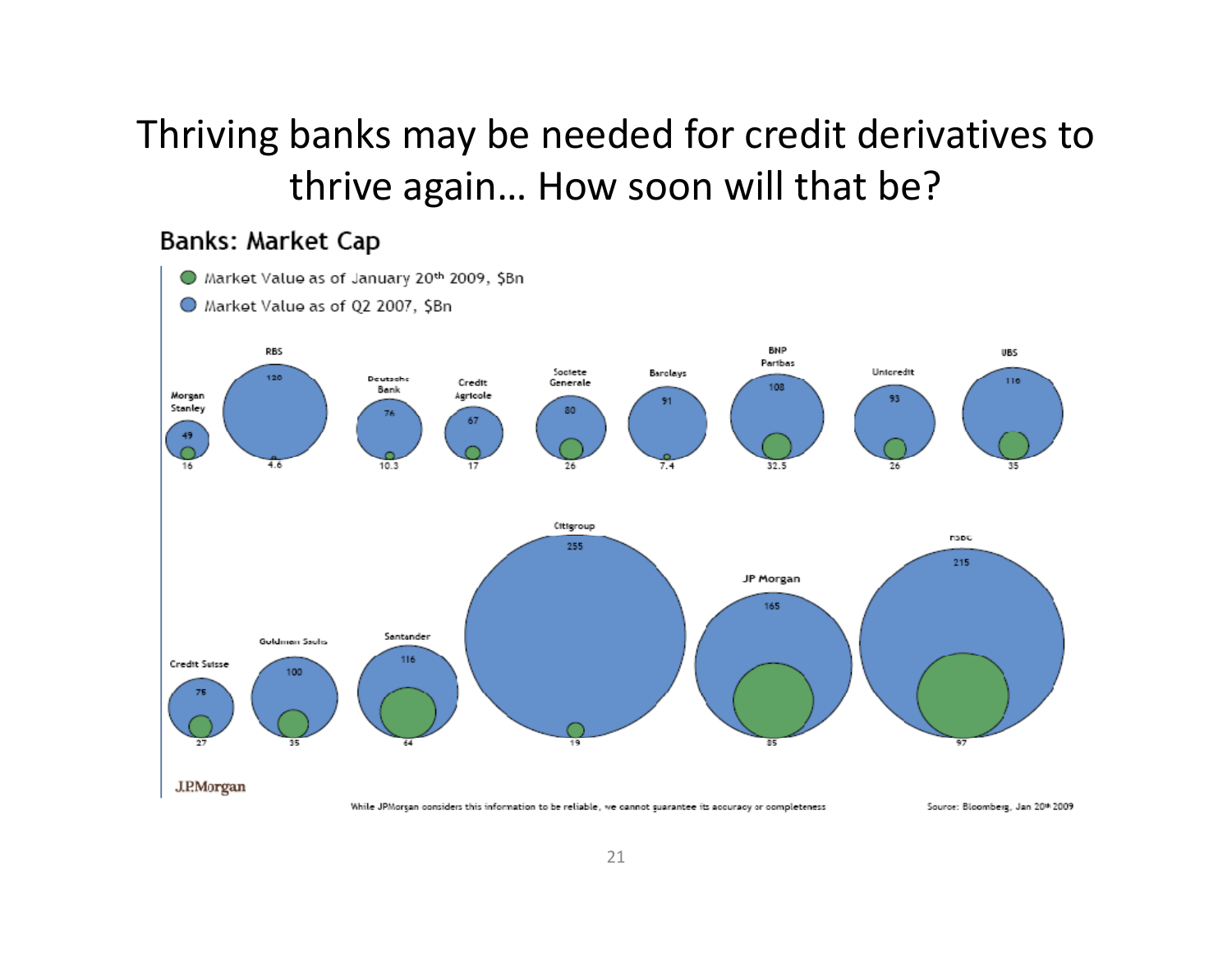# Thriving banks may be needed for credit derivatives to thrive again… How soon will that be?

## Banks: Market Cap

- Market Value as of January 20th 2009, $Bn
- Market Value as of Q2 2007, $Bn

| Bank | Market Value as of Q2 2007, $Bn | Market Value as of January 20th 2009, $Bn |
|---|---|---|
| Morgan Stanley | 49 | 16 |
| RBS | 120 | 4.6 |
| Deutsche Bank | 76 | 10.3 |
| Credit Agricole | 67 | 17 |
| Societe Generale | 80 | 26 |
| Barclays | 91 | 7.4 |
| BNP Paribas | 108 | 32.5 |
| Unicredit | 93 | 26 |
| UBS | 116 | 35 |
| Credit Suisse | 75 | 27 |
| Goldman Sachs | 100 | 35 |
| Santander | 116 | 64 |
| Citigroup | 255 | 19 |
| JP Morgan | 165 | 85 |
| HSBC | 215 | 97 |

J.P.Morgan

While JPMorgan considers this information to be reliable, we cannot guarantee its accuracy or completeness

Source: Bloomberg, Jan 20th 2009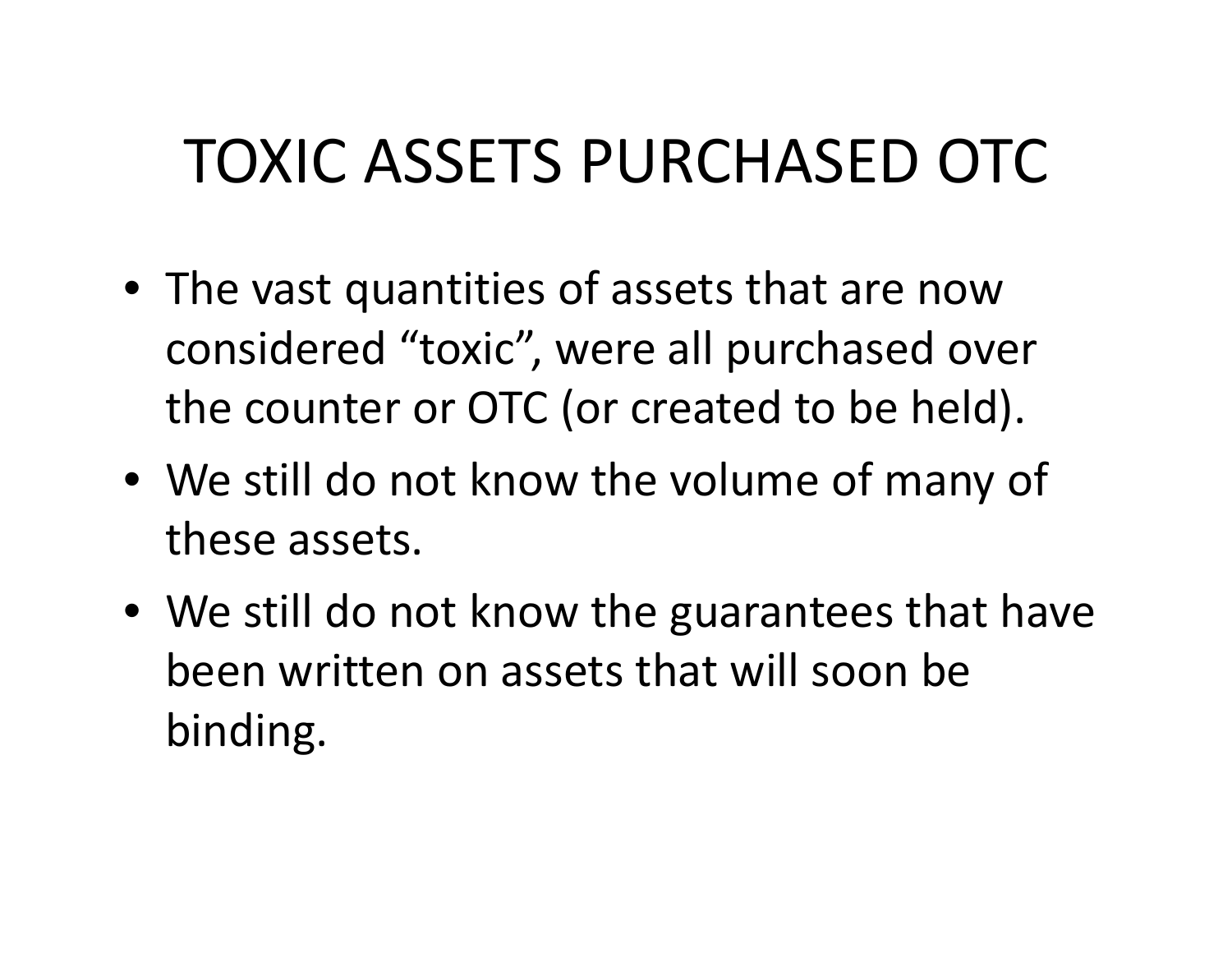# TOXIC ASSETS PURCHASED OTC

- The vast quantities of assets that are now considered "toxic", were all purchased over the counter or OTC (or created to be held).
- We still do not know the volume of many of these assets.
- We still do not know the guarantees that have been written on assets that will soon be binding.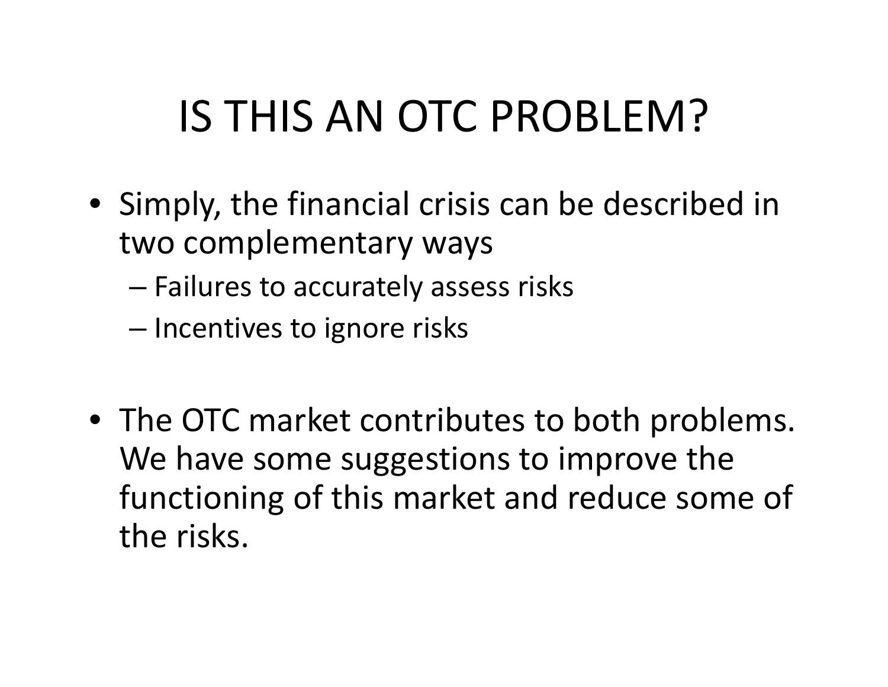# IS THIS AN OTC PROBLEM?

- Simply, the financial crisis can be described in two complementary ways
  - Failures to accurately assess risks
  - Incentives to ignore risks

- The OTC market contributes to both problems. We have some suggestions to improve the functioning of this market and reduce some of the risks.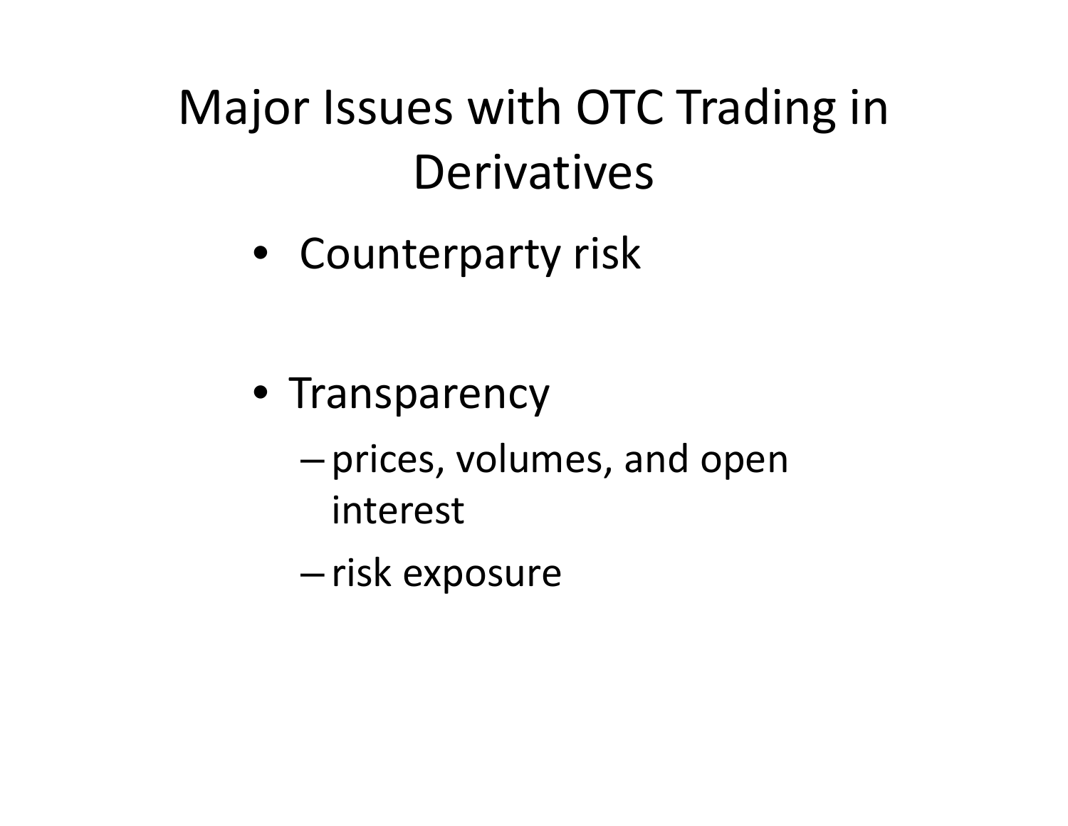# Major Issues with OTC Trading in Derivatives

- Counterparty risk
- Transparency
  - prices, volumes, and open interest
  - risk exposure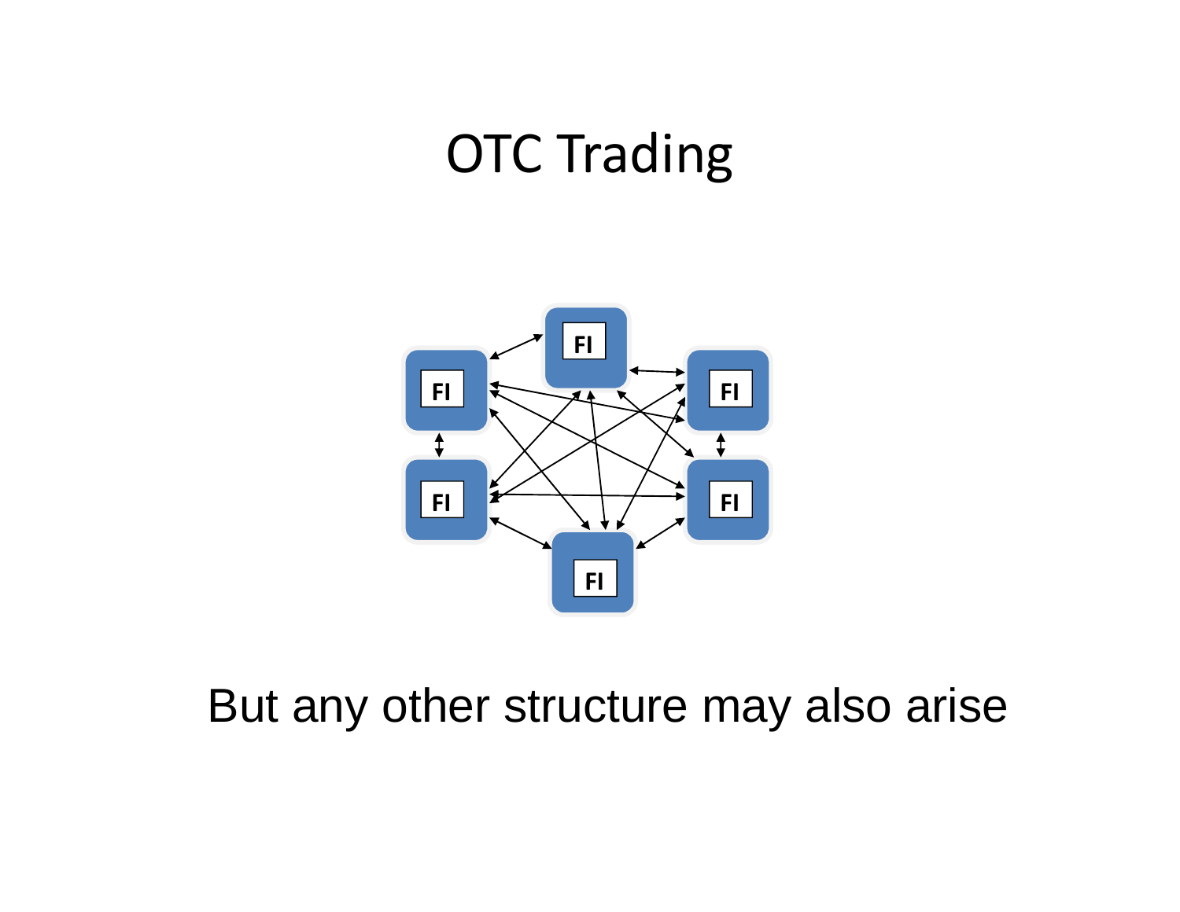# OTC Trading

But any other structure may also arise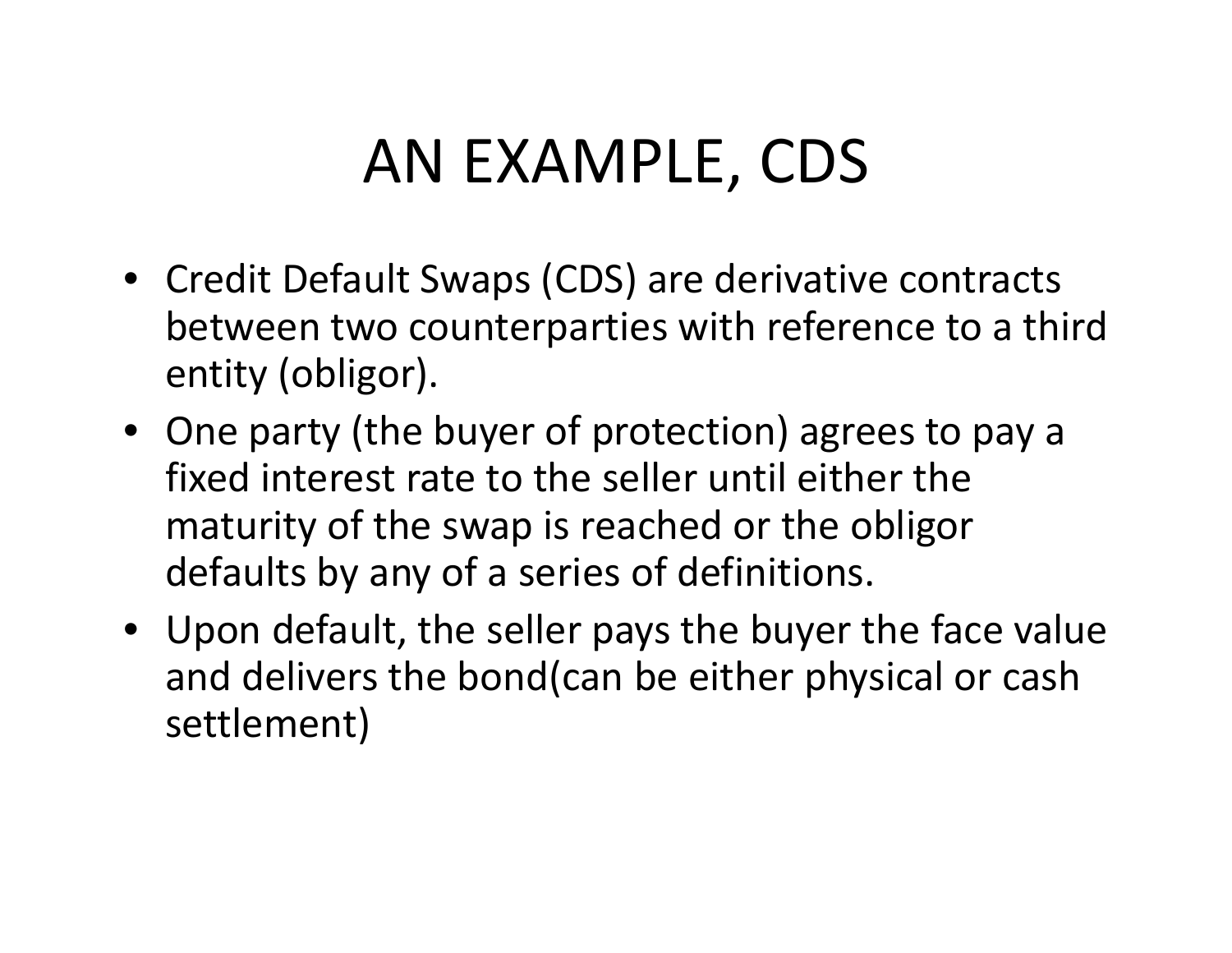# AN EXAMPLE, CDS

- Credit Default Swaps (CDS) are derivative contracts between two counterparties with reference to a third entity (obligor).
- One party (the buyer of protection) agrees to pay a fixed interest rate to the seller until either the maturity of the swap is reached or the obligor defaults by any of a series of definitions.
- Upon default, the seller pays the buyer the face value and delivers the bond(can be either physical or cash settlement)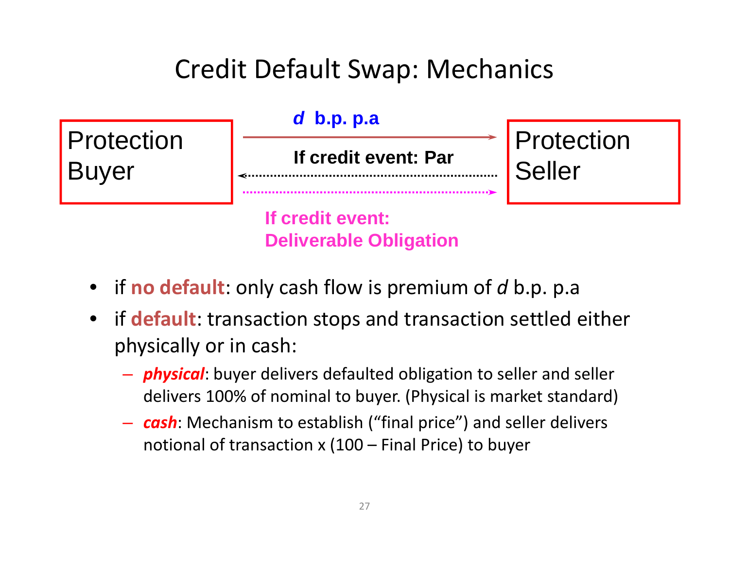# Credit Default Swap: Mechanics

Protection Buyer — $d$ b.p. p.a → Protection Seller

If credit event: Par

If credit event: Deliverable Obligation

- if **no default**: only cash flow is premium of $d$ b.p. p.a
- if **default**: transaction stops and transaction settled either physically or in cash:
  - ***physical***: buyer delivers defaulted obligation to seller and seller delivers 100% of nominal to buyer. (Physical is market standard)
  - ***cash***: Mechanism to establish ("final price") and seller delivers notional of transaction x (100 – Final Price) to buyer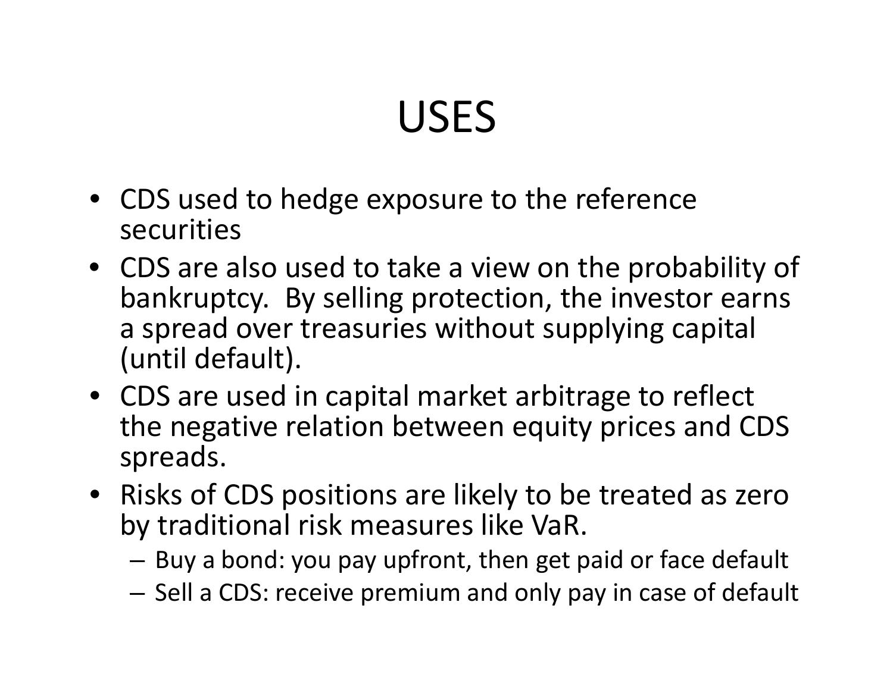# USES

- CDS used to hedge exposure to the reference securities
- CDS are also used to take a view on the probability of bankruptcy. By selling protection, the investor earns a spread over treasuries without supplying capital (until default).
- CDS are used in capital market arbitrage to reflect the negative relation between equity prices and CDS spreads.
- Risks of CDS positions are likely to be treated as zero by traditional risk measures like VaR.
  - Buy a bond: you pay upfront, then get paid or face default
  - Sell a CDS: receive premium and only pay in case of default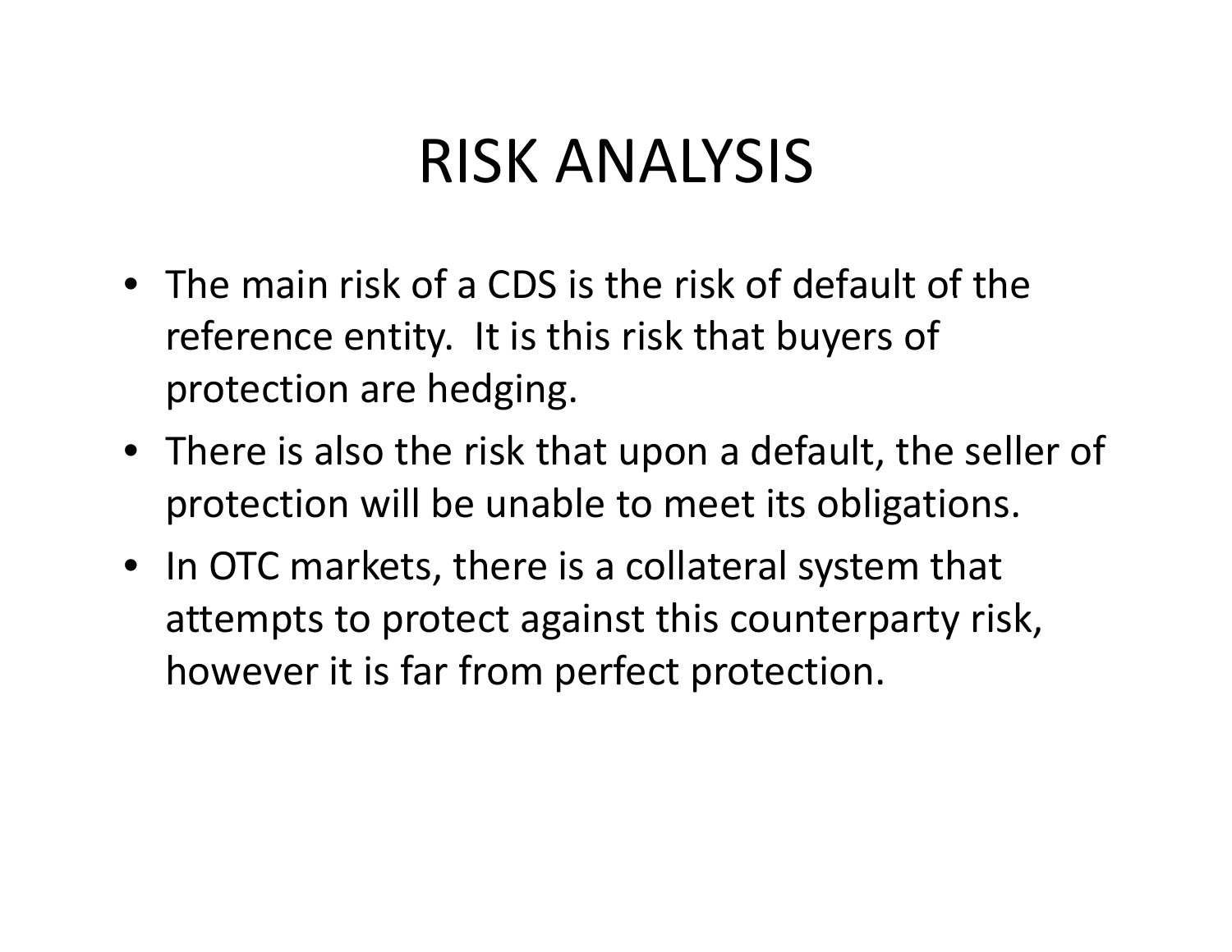# RISK ANALYSIS

- The main risk of a CDS is the risk of default of the reference entity. It is this risk that buyers of protection are hedging.
- There is also the risk that upon a default, the seller of protection will be unable to meet its obligations.
- In OTC markets, there is a collateral system that attempts to protect against this counterparty risk, however it is far from perfect protection.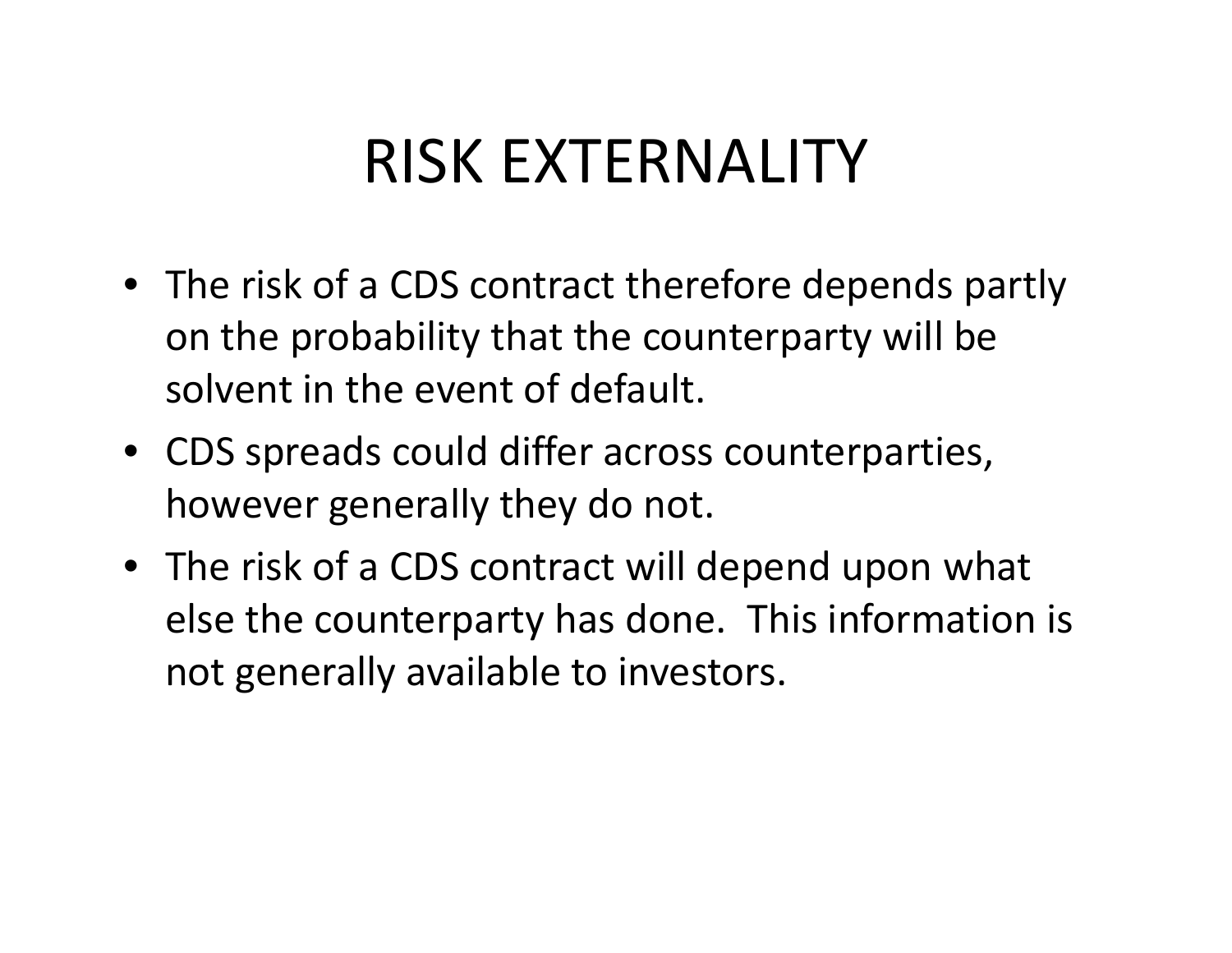# RISK EXTERNALITY

- The risk of a CDS contract therefore depends partly on the probability that the counterparty will be solvent in the event of default.
- CDS spreads could differ across counterparties, however generally they do not.
- The risk of a CDS contract will depend upon what else the counterparty has done. This information is not generally available to investors.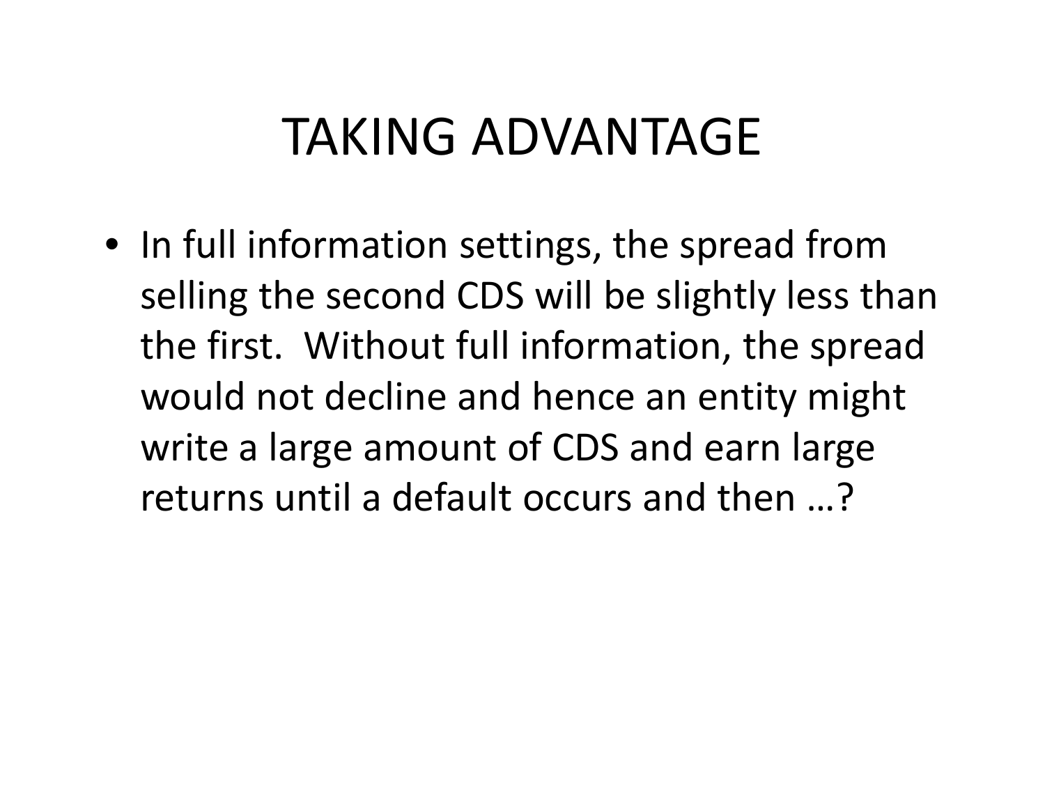# TAKING ADVANTAGE

- In full information settings, the spread from selling the second CDS will be slightly less than the first. Without full information, the spread would not decline and hence an entity might write a large amount of CDS and earn large returns until a default occurs and then …?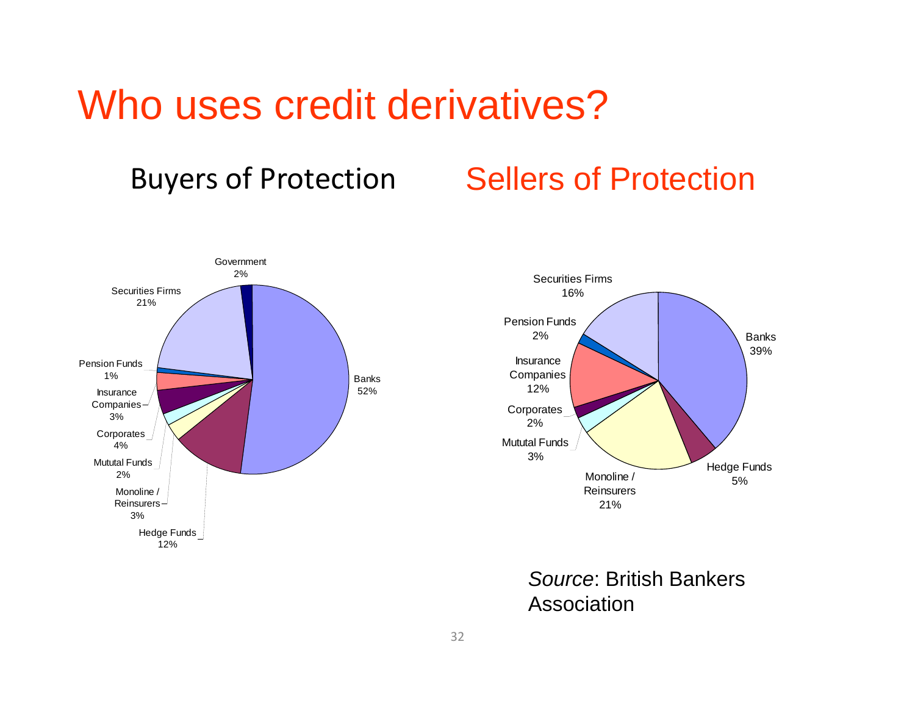# Who uses credit derivatives?

## Buyers of Protection

| Category | Share |
|---|---|
| Banks | 52% |
| Hedge Funds | 12% |
| Monoline / Reinsurers | 3% |
| Mututal Funds | 2% |
| Corporates | 4% |
| Insurance Companies | 3% |
| Pension Funds | 1% |
| Securities Firms | 21% |
| Government | 2% |

## Sellers of Protection

| Category | Share |
|---|---|
| Banks | 39% |
| Hedge Funds | 5% |
| Monoline / Reinsurers | 21% |
| Mututal Funds | 3% |
| Corporates | 2% |
| Insurance Companies | 12% |
| Pension Funds | 2% |
| Securities Firms | 16% |

*Source*: British Bankers Association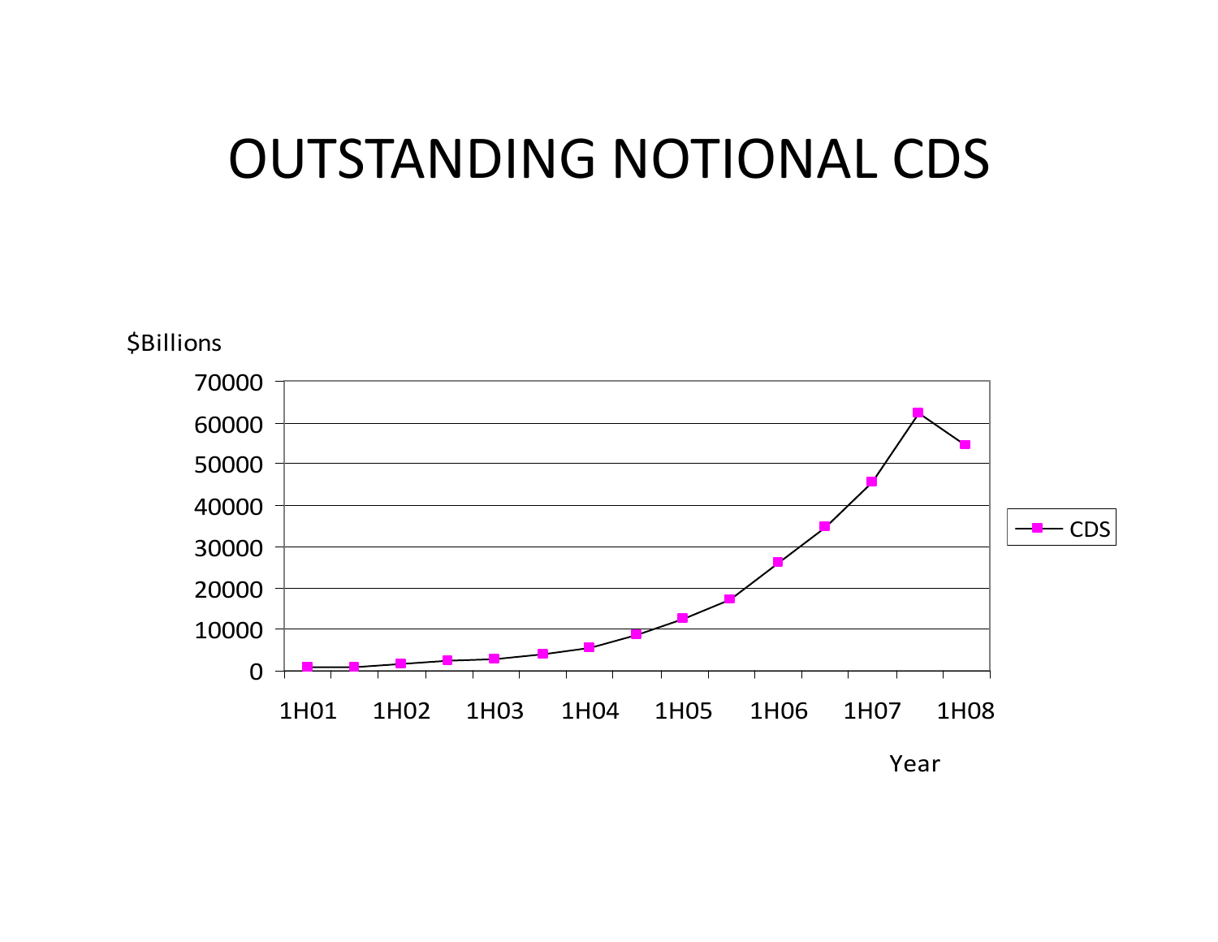# OUTSTANDING NOTIONAL CDS

$Billions

70000
60000
50000
40000
30000
20000
10000
0

1H01 1H02 1H03 1H04 1H05 1H06 1H07 1H08

Year

CDS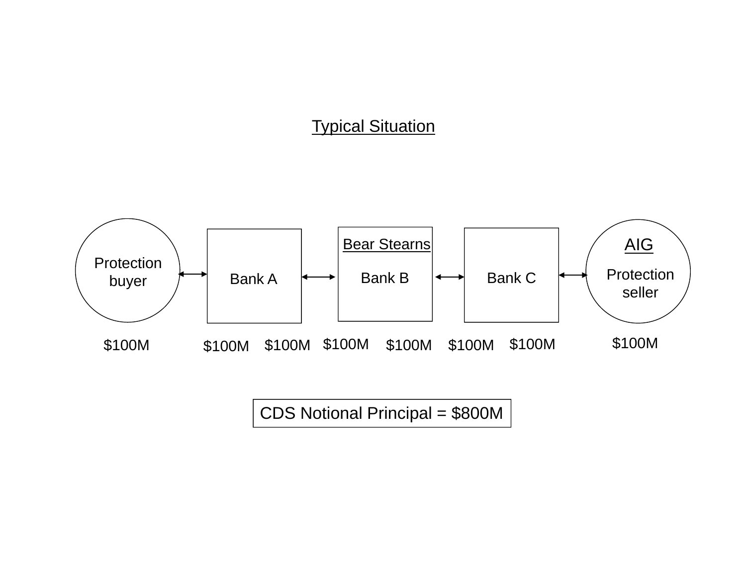## Typical Situation

Protection buyer ↔ Bank A ↔ Bear Stearns Bank B ↔ Bank C ↔ AIG Protection seller

$100M $100M $100M $100M $100M $100M $100M $100M

CDS Notional Principal = $800M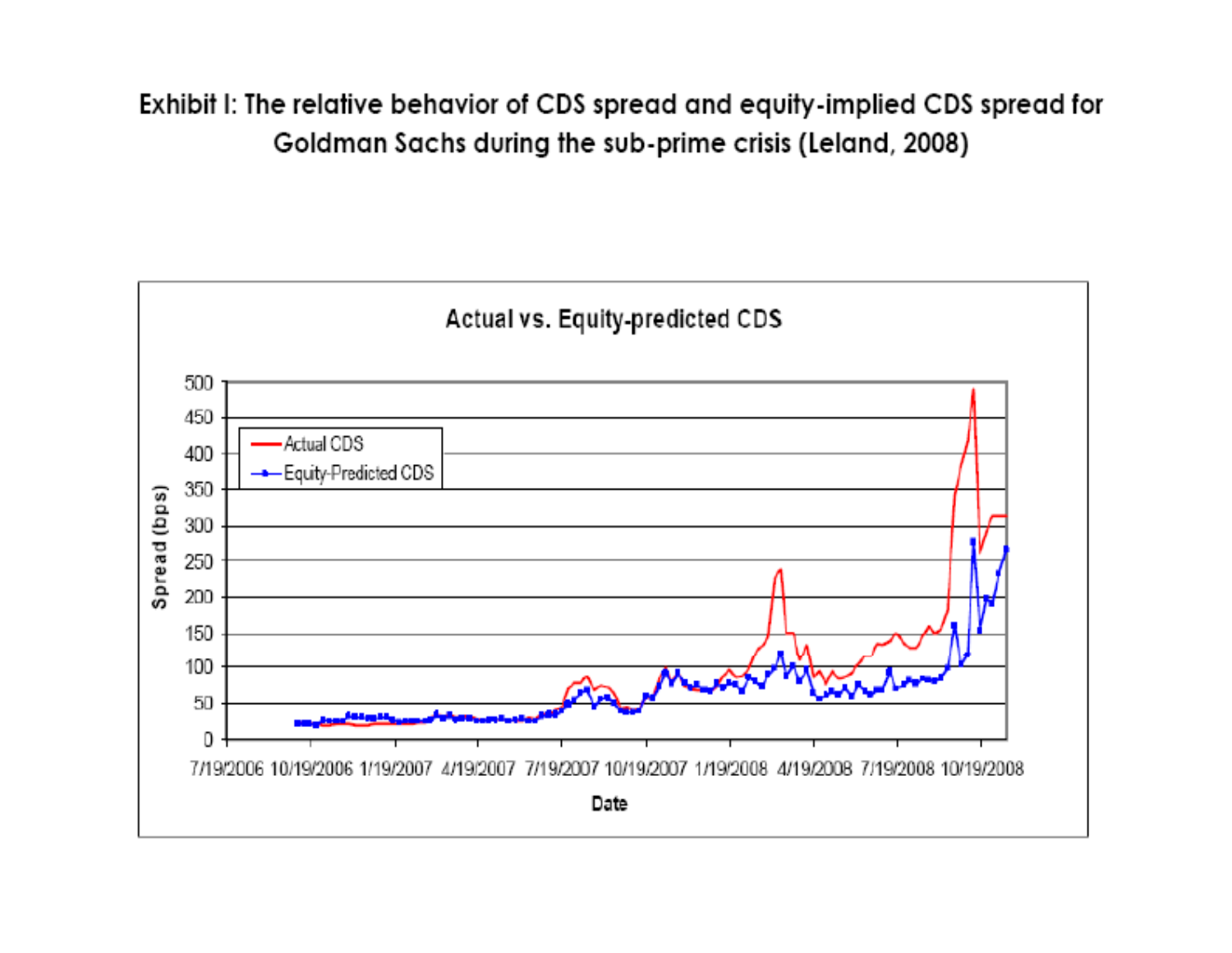**Exhibit I: The relative behavior of CDS spread and equity-implied CDS spread for Goldman Sachs during the sub-prime crisis (Leland, 2008)**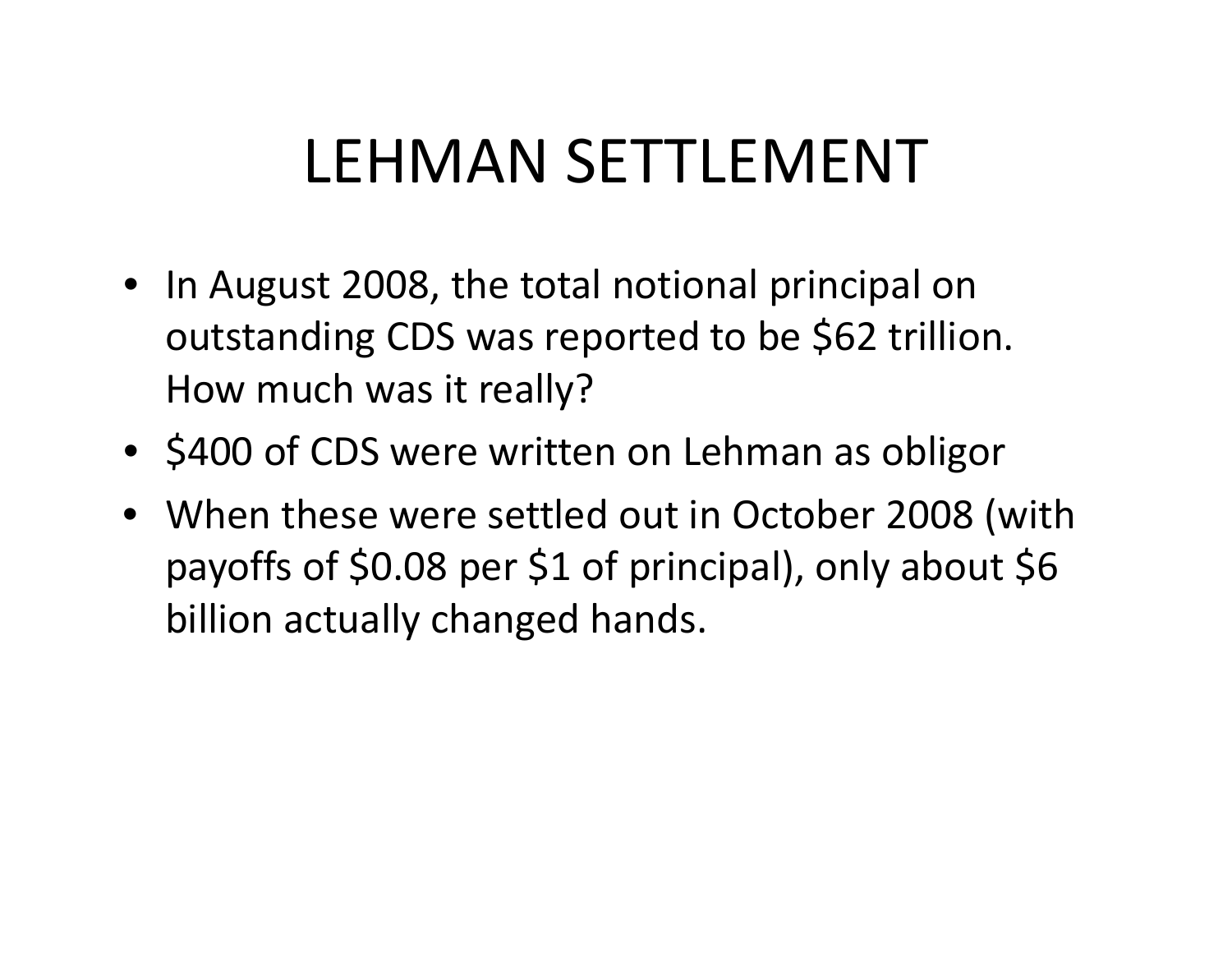# LEHMAN SETTLEMENT

- In August 2008, the total notional principal on outstanding CDS was reported to be $62 trillion. How much was it really?
- $400 of CDS were written on Lehman as obligor
- When these were settled out in October 2008 (with payoffs of $0.08 per $1 of principal), only about $6 billion actually changed hands.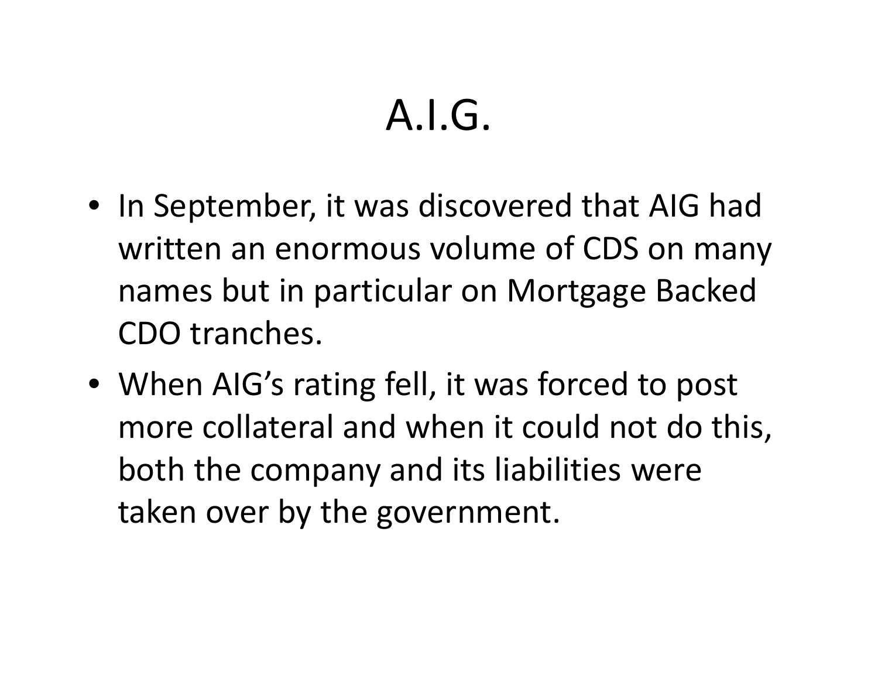# A.I.G.

- In September, it was discovered that AIG had written an enormous volume of CDS on many names but in particular on Mortgage Backed CDO tranches.
- When AIG's rating fell, it was forced to post more collateral and when it could not do this, both the company and its liabilities were taken over by the government.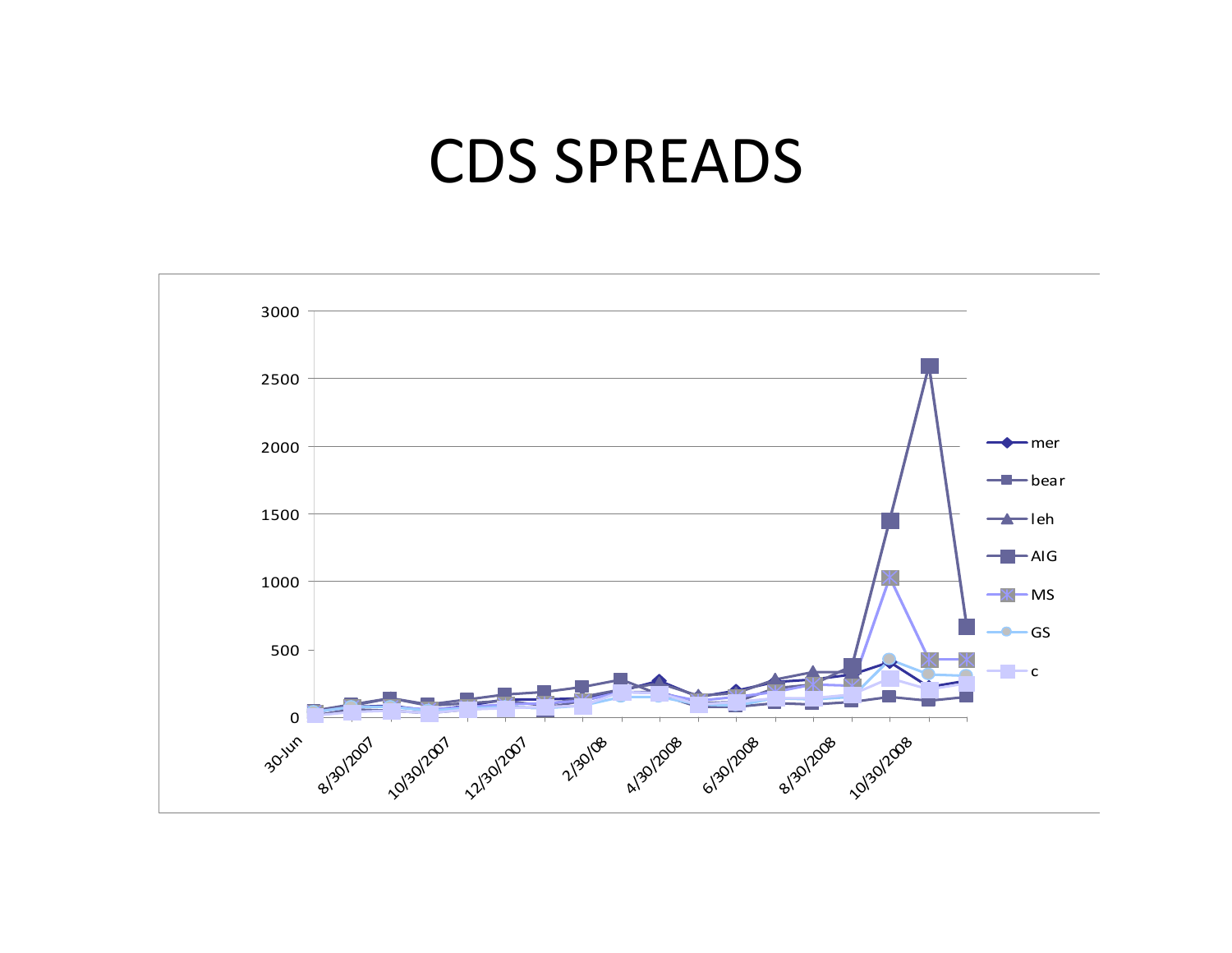# CDS SPREADS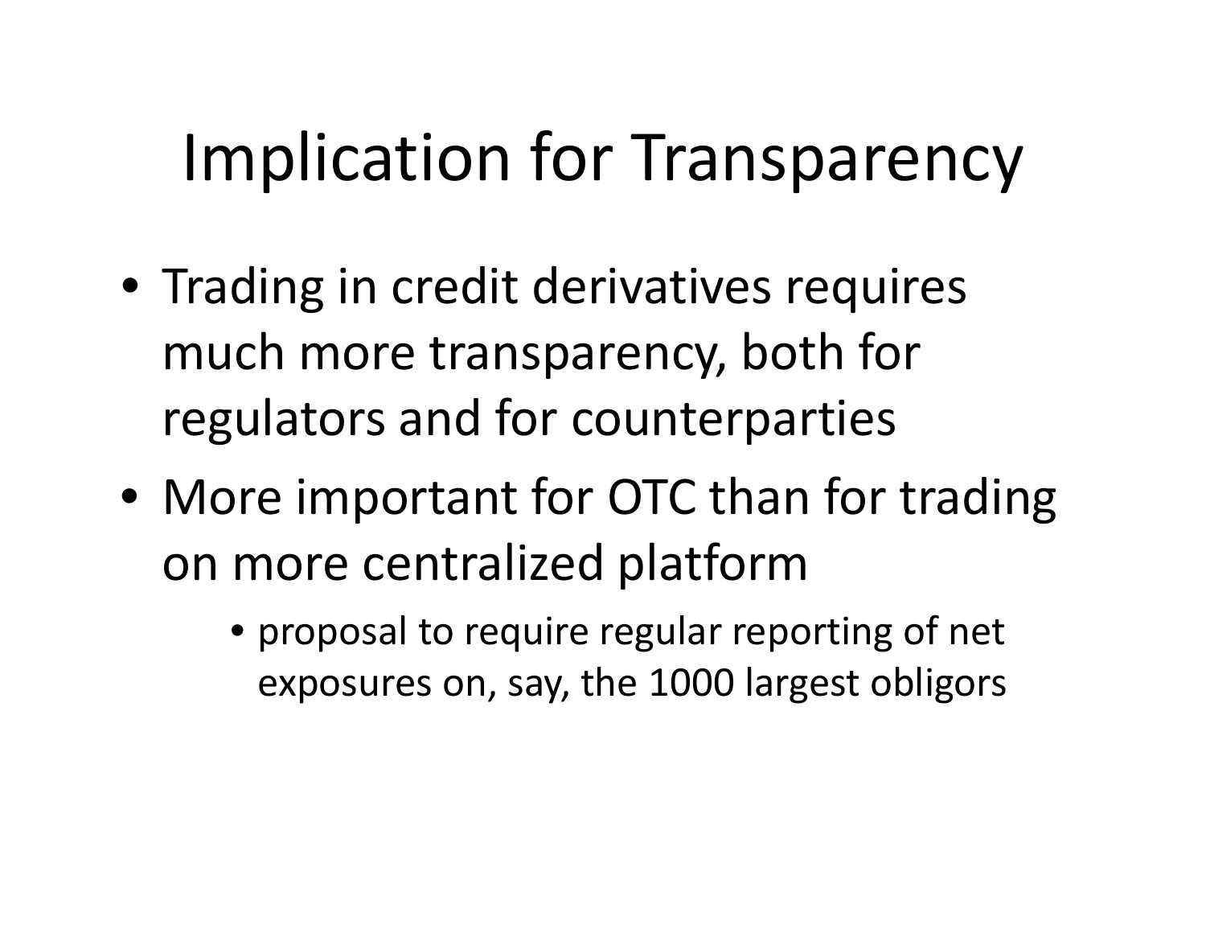# Implication for Transparency

- Trading in credit derivatives requires much more transparency, both for regulators and for counterparties
- More important for OTC than for trading on more centralized platform
  - proposal to require regular reporting of net exposures on, say, the 1000 largest obligors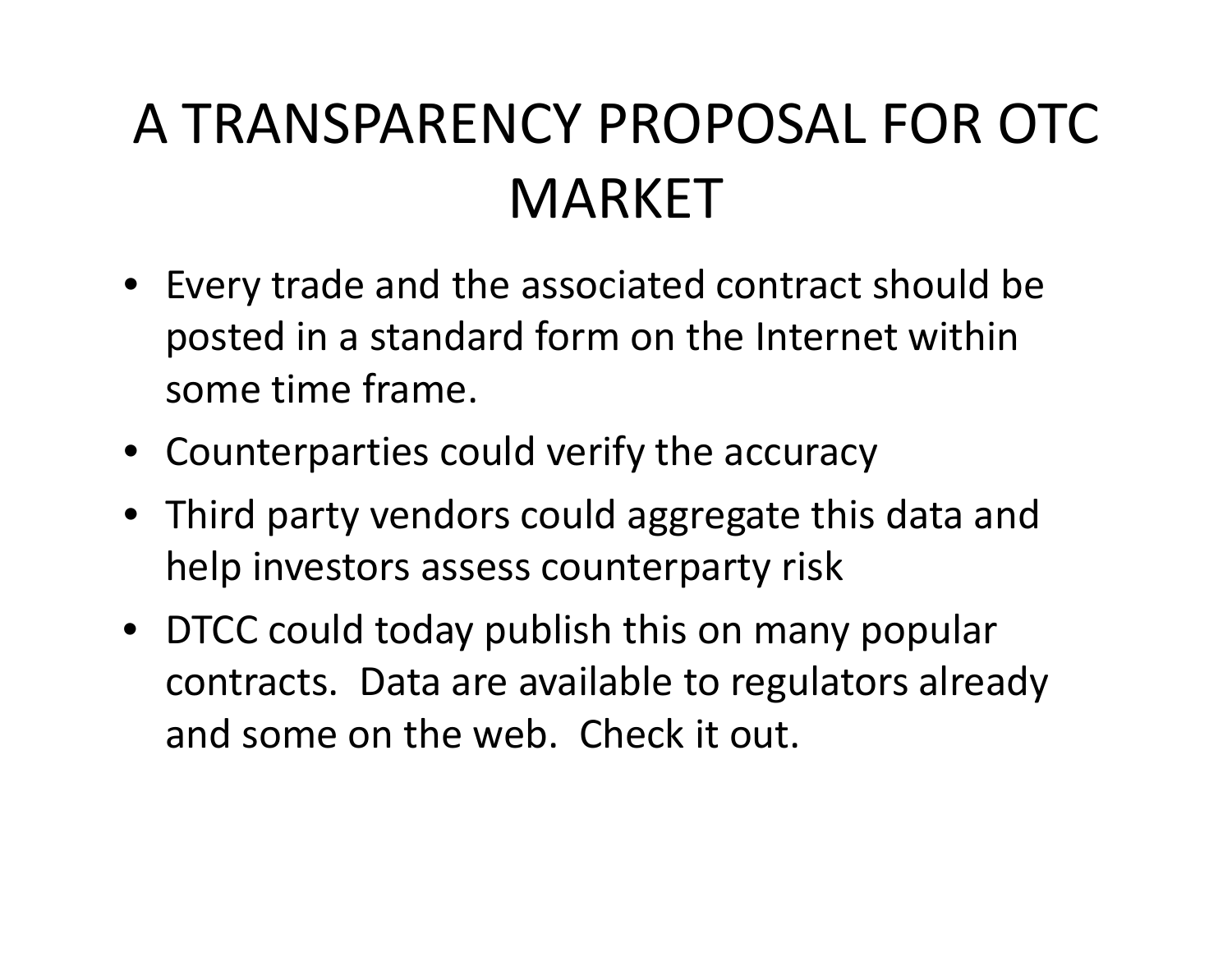# A TRANSPARENCY PROPOSAL FOR OTC MARKET

- Every trade and the associated contract should be posted in a standard form on the Internet within some time frame.
- Counterparties could verify the accuracy
- Third party vendors could aggregate this data and help investors assess counterparty risk
- DTCC could today publish this on many popular contracts. Data are available to regulators already and some on the web. Check it out.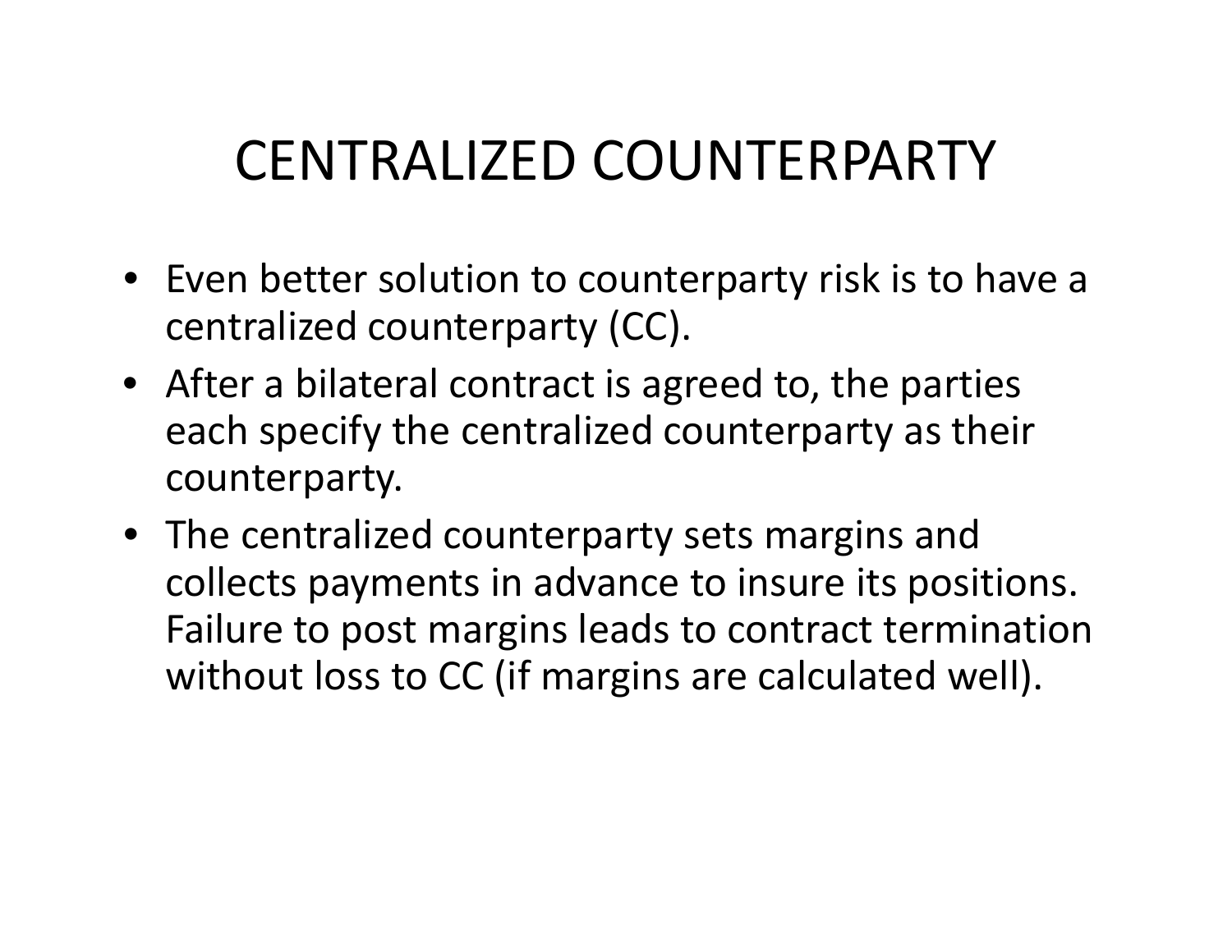# CENTRALIZED COUNTERPARTY

- Even better solution to counterparty risk is to have a centralized counterparty (CC).
- After a bilateral contract is agreed to, the parties each specify the centralized counterparty as their counterparty.
- The centralized counterparty sets margins and collects payments in advance to insure its positions. Failure to post margins leads to contract termination without loss to CC (if margins are calculated well).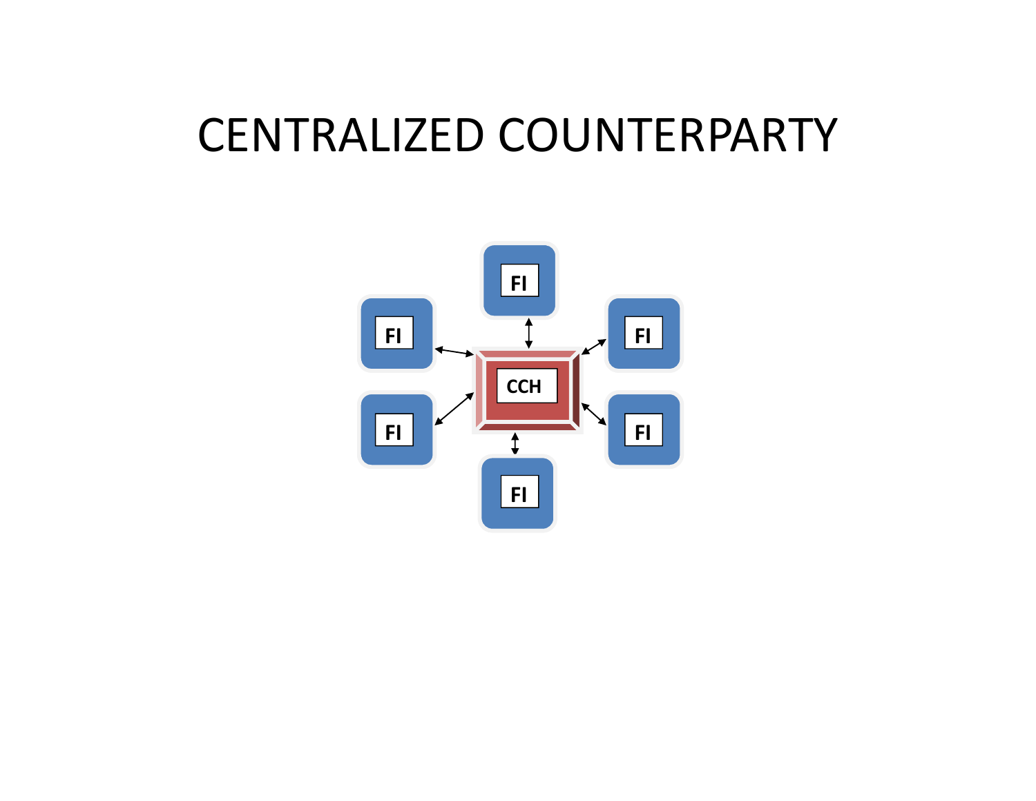# CENTRALIZED COUNTERPARTY

FI

FI

FI

CCH

FI

FI

FI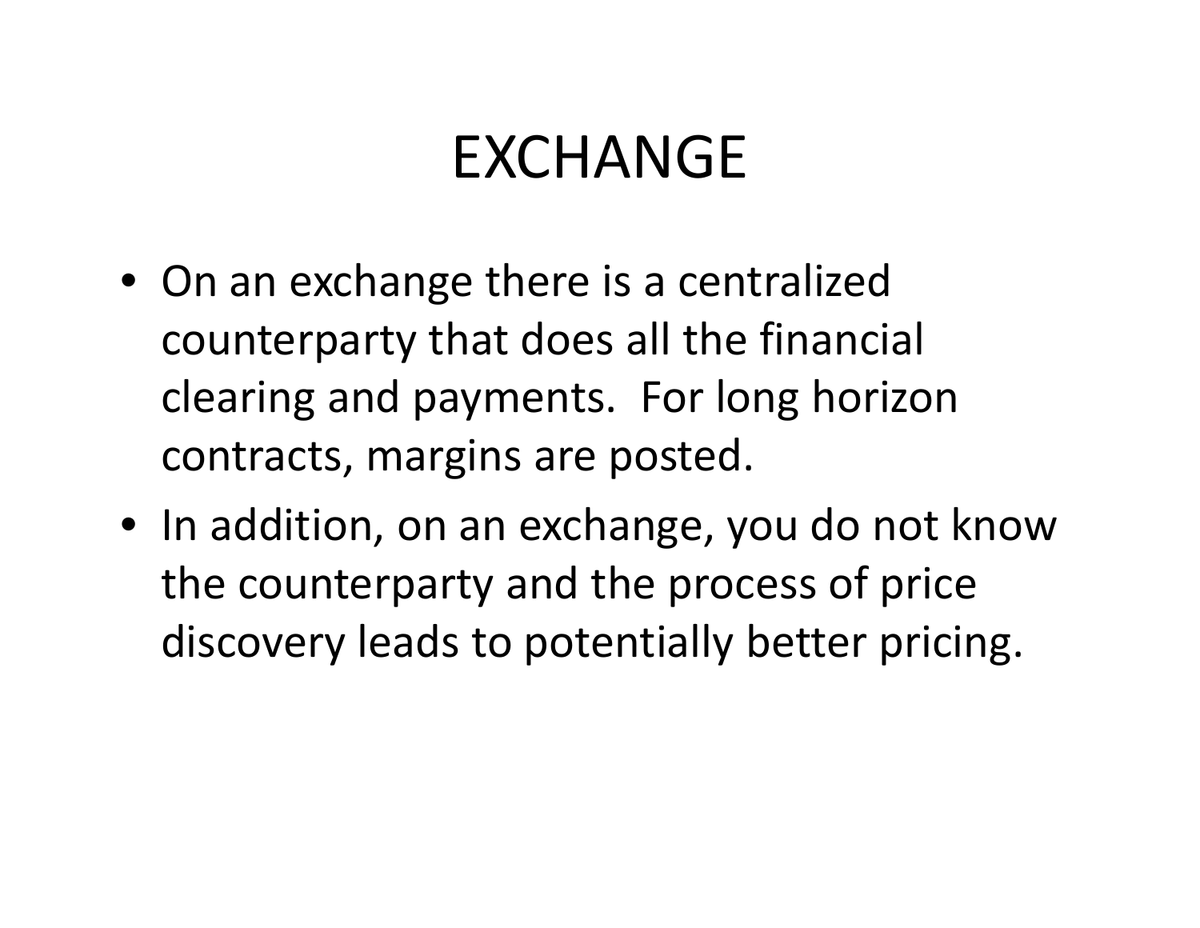# EXCHANGE

- On an exchange there is a centralized counterparty that does all the financial clearing and payments. For long horizon contracts, margins are posted.
- In addition, on an exchange, you do not know the counterparty and the process of price discovery leads to potentially better pricing.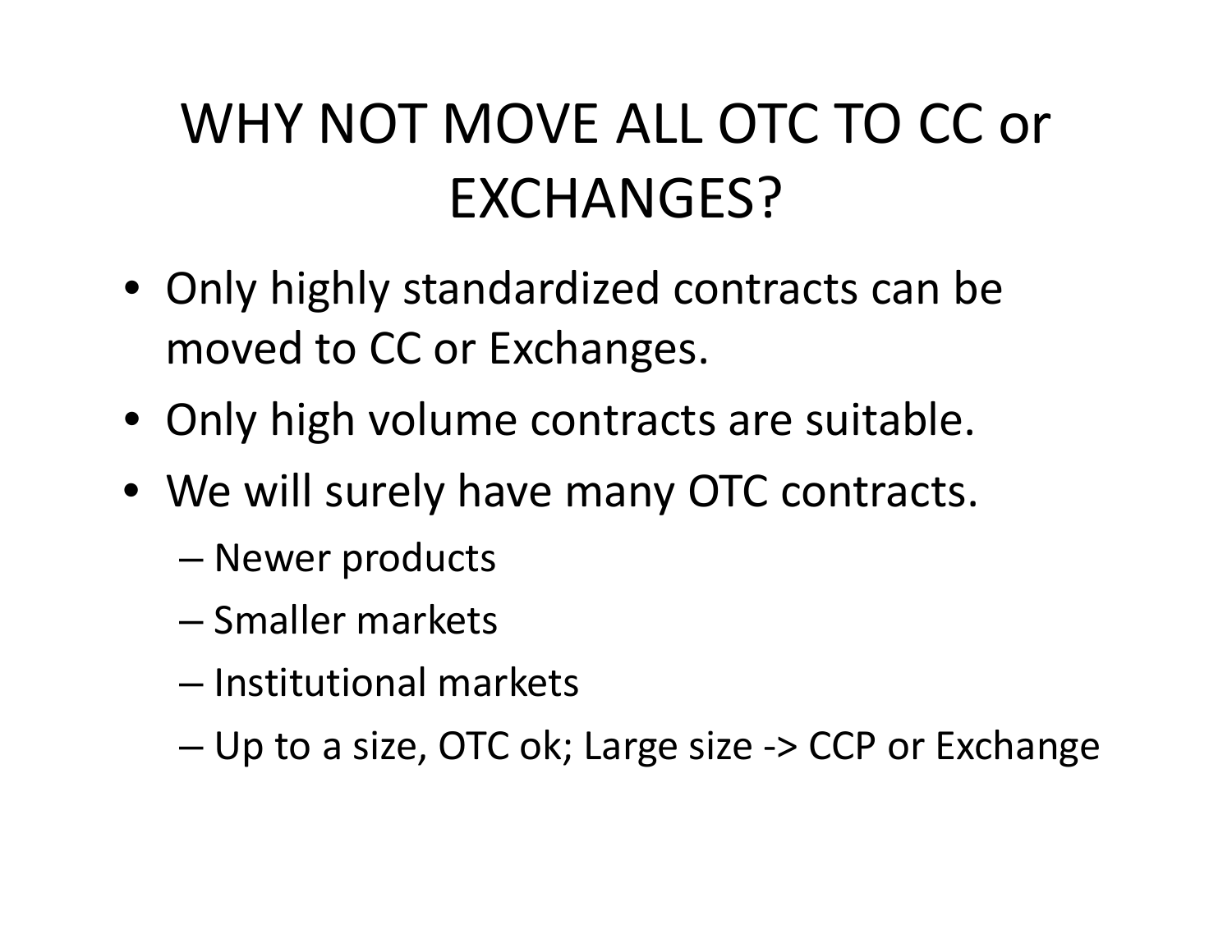# WHY NOT MOVE ALL OTC TO CC or EXCHANGES?

- Only highly standardized contracts can be moved to CC or Exchanges.
- Only high volume contracts are suitable.
- We will surely have many OTC contracts.
  - Newer products
  - Smaller markets
  - Institutional markets
  - Up to a size, OTC ok; Large size -> CCP or Exchange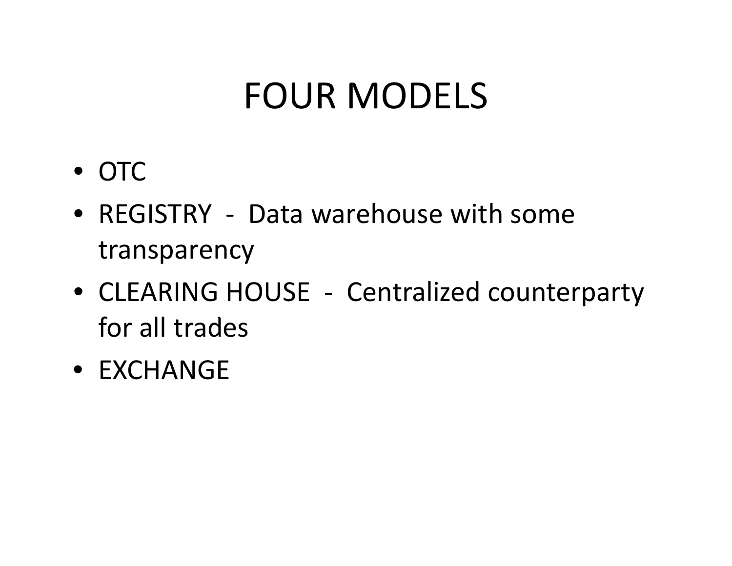# FOUR MODELS

- OTC
- REGISTRY - Data warehouse with some transparency
- CLEARING HOUSE - Centralized counterparty for all trades
- EXCHANGE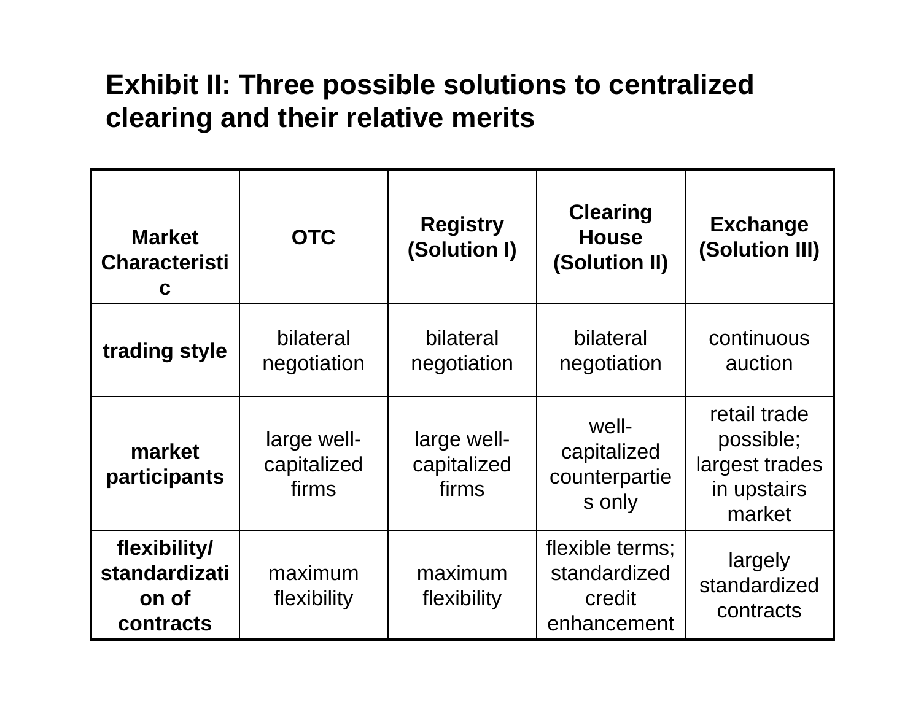**Exhibit II: Three possible solutions to centralized clearing and their relative merits**

| Market Characteristic | OTC | Registry (Solution I) | Clearing House (Solution II) | Exchange (Solution III) |
|---|---|---|---|---|
| **trading style** | bilateral negotiation | bilateral negotiation | bilateral negotiation | continuous auction |
| **market participants** | large well-capitalized firms | large well-capitalized firms | well-capitalized counterparties only | retail trade possible; largest trades in upstairs market |
| **flexibility/ standardization of contracts** | maximum flexibility | maximum flexibility | flexible terms; standardized credit enhancement | largely standardized contracts |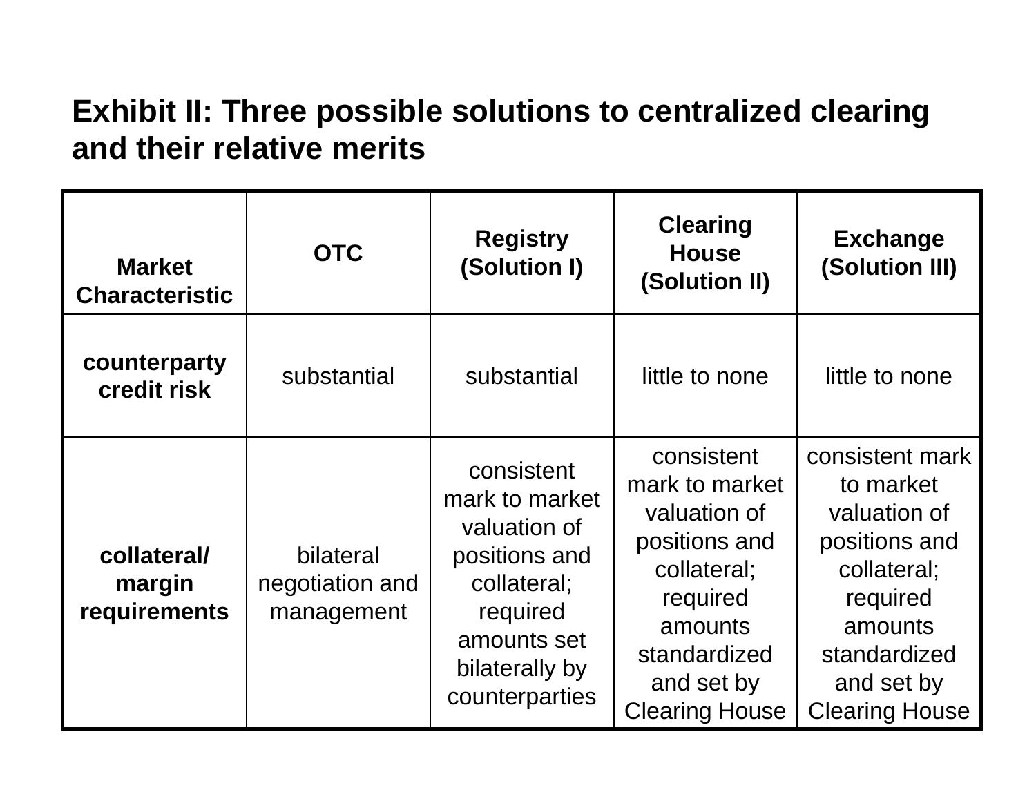**Exhibit II: Three possible solutions to centralized clearing and their relative merits**

| Market Characteristic | OTC | Registry (Solution I) | Clearing House (Solution II) | Exchange (Solution III) |
|---|---|---|---|---|
| **counterparty credit risk** | substantial | substantial | little to none | little to none |
| **collateral/ margin requirements** | bilateral negotiation and management | consistent mark to market valuation of positions and collateral; required amounts set bilaterally by counterparties | consistent mark to market valuation of positions and collateral; required amounts standardized and set by Clearing House | consistent mark to market valuation of positions and collateral; required amounts standardized and set by Clearing House |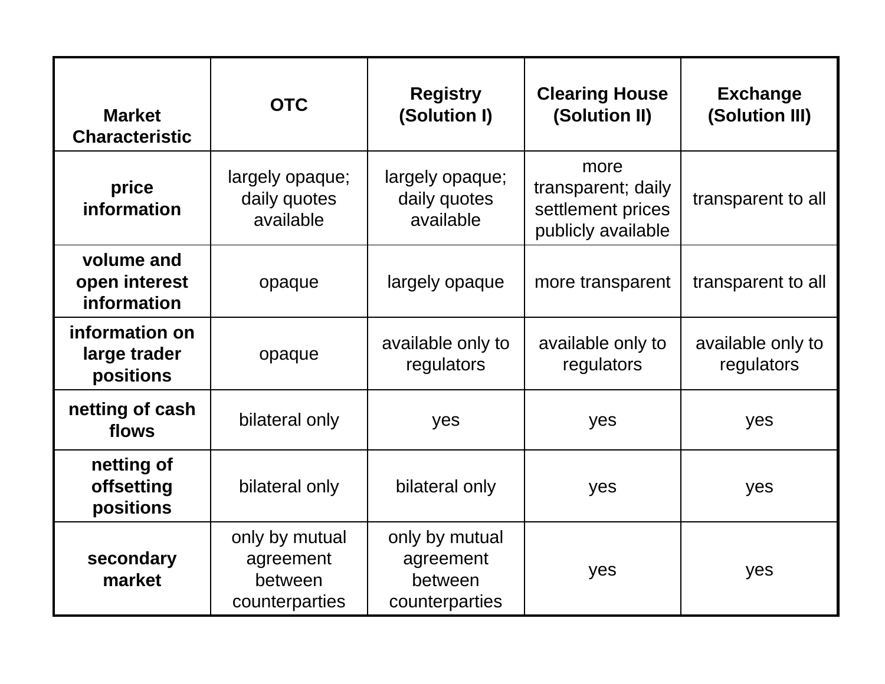| Market Characteristic | OTC | Registry (Solution I) | Clearing House (Solution II) | Exchange (Solution III) |
| --- | --- | --- | --- | --- |
| **price information** | largely opaque; daily quotes available | largely opaque; daily quotes available | more transparent; daily settlement prices publicly available | transparent to all |
| **volume and open interest information** | opaque | largely opaque | more transparent | transparent to all |
| **information on large trader positions** | opaque | available only to regulators | available only to regulators | available only to regulators |
| **netting of cash flows** | bilateral only | yes | yes | yes |
| **netting of offsetting positions** | bilateral only | bilateral only | yes | yes |
| **secondary market** | only by mutual agreement between counterparties | only by mutual agreement between counterparties | yes | yes |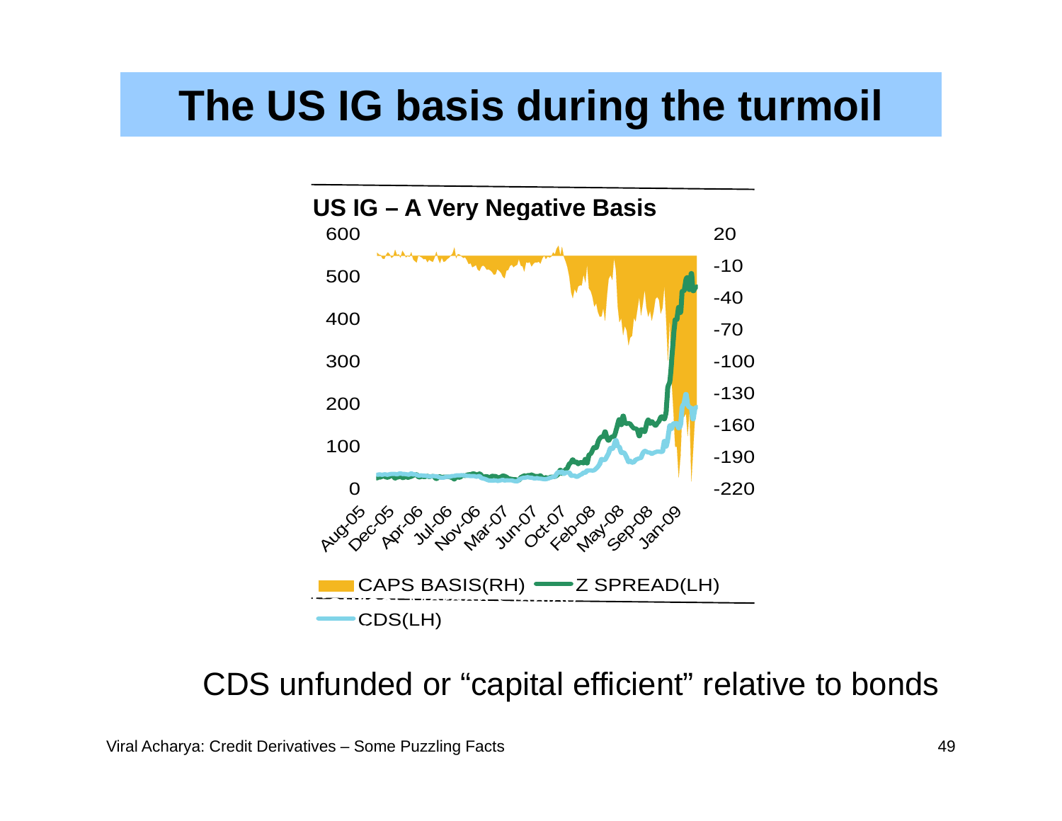# The US IG basis during the turmoil

**US IG – A Very Negative Basis**

CAPS BASIS(RH) Z SPREAD(LH) CDS(LH)

CDS unfunded or "capital efficient" relative to bonds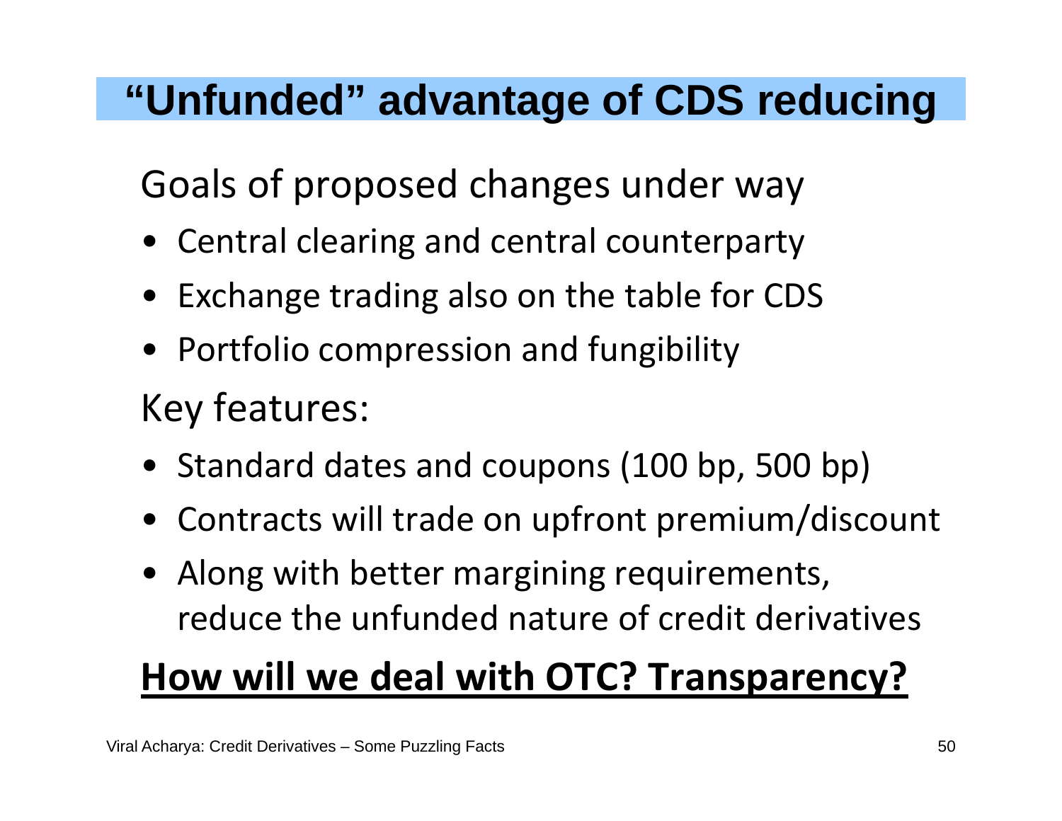# "Unfunded" advantage of CDS reducing

Goals of proposed changes under way

- Central clearing and central counterparty
- Exchange trading also on the table for CDS
- Portfolio compression and fungibility

Key features:

- Standard dates and coupons (100 bp, 500 bp)
- Contracts will trade on upfront premium/discount
- Along with better margining requirements, reduce the unfunded nature of credit derivatives

**<u>How will we deal with OTC? Transparency?</u>**